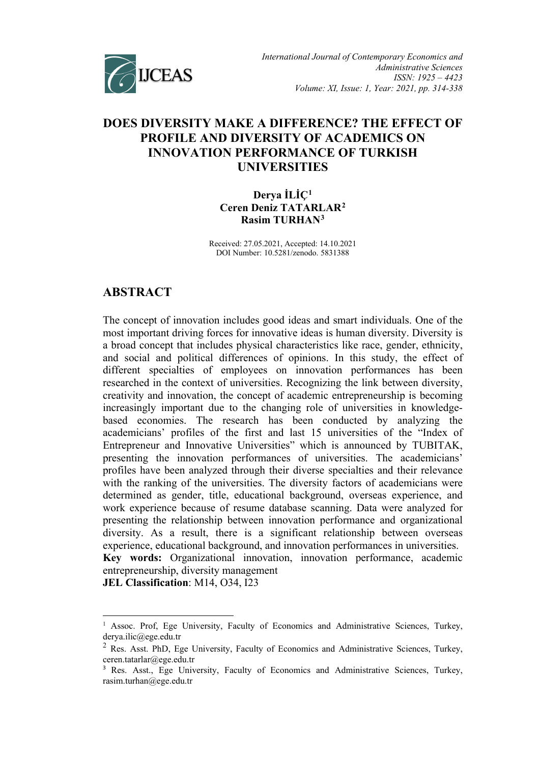# DOES DIVERSITY MAKE A DIFFERENCE? THE EFFECT OF PROFILE AND DIVERSITY OF ACADEMICS ON INNOVATION PERFORMANCE OF TURKISH UNIVERSITIES

**Derya İLİÇ[1]**
**Ceren Deniz TATARLAR[2]**
**Rasim TURHAN[3]**

Received: 27.05.2021, Accepted: 14.10.2021
DOI Number: 10.5281/zenodo. 5831388

## ABSTRACT

The concept of innovation includes good ideas and smart individuals. One of the most important driving forces for innovative ideas is human diversity. Diversity is a broad concept that includes physical characteristics like race, gender, ethnicity, and social and political differences of opinions. In this study, the effect of different specialties of employees on innovation performances has been researched in the context of universities. Recognizing the link between diversity, creativity and innovation, the concept of academic entrepreneurship is becoming increasingly important due to the changing role of universities in knowledge-based economies. The research has been conducted by analyzing the academicians' profiles of the first and last 15 universities of the "Index of Entrepreneur and Innovative Universities" which is announced by TUBITAK, presenting the innovation performances of universities. The academicians' profiles have been analyzed through their diverse specialties and their relevance with the ranking of the universities. The diversity factors of academicians were determined as gender, title, educational background, overseas experience, and work experience because of resume database scanning. Data were analyzed for presenting the relationship between innovation performance and organizational diversity. As a result, there is a significant relationship between overseas experience, educational background, and innovation performances in universities.

**Key words:** Organizational innovation, innovation performance, academic entrepreneurship, diversity management

**JEL Classification**: M14, O34, I23

---

[1] Assoc. Prof, Ege University, Faculty of Economics and Administrative Sciences, Turkey, derya.ilic@ege.edu.tr

[2] Res. Asst. PhD, Ege University, Faculty of Economics and Administrative Sciences, Turkey, ceren.tatarlar@ege.edu.tr

[3] Res. Asst., Ege University, Faculty of Economics and Administrative Sciences, Turkey, rasim.turhan@ege.edu.tr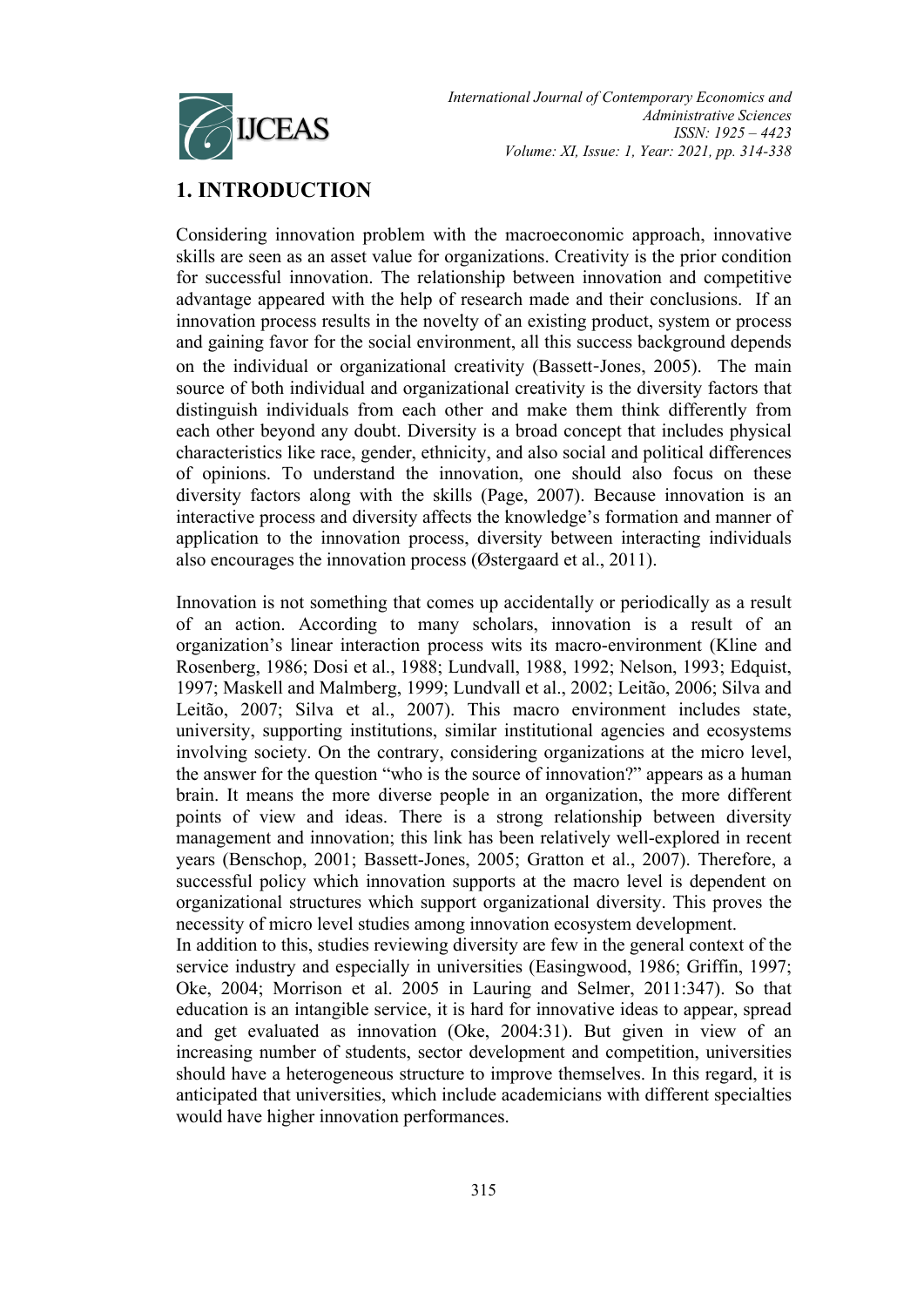# 1. INTRODUCTION

Considering innovation problem with the macroeconomic approach, innovative skills are seen as an asset value for organizations. Creativity is the prior condition for successful innovation. The relationship between innovation and competitive advantage appeared with the help of research made and their conclusions. If an innovation process results in the novelty of an existing product, system or process and gaining favor for the social environment, all this success background depends on the individual or organizational creativity (Bassett-Jones, 2005). The main source of both individual and organizational creativity is the diversity factors that distinguish individuals from each other and make them think differently from each other beyond any doubt. Diversity is a broad concept that includes physical characteristics like race, gender, ethnicity, and also social and political differences of opinions. To understand the innovation, one should also focus on these diversity factors along with the skills (Page, 2007). Because innovation is an interactive process and diversity affects the knowledge's formation and manner of application to the innovation process, diversity between interacting individuals also encourages the innovation process (Østergaard et al., 2011).

Innovation is not something that comes up accidentally or periodically as a result of an action. According to many scholars, innovation is a result of an organization's linear interaction process wits its macro-environment (Kline and Rosenberg, 1986; Dosi et al., 1988; Lundvall, 1988, 1992; Nelson, 1993; Edquist, 1997; Maskell and Malmberg, 1999; Lundvall et al., 2002; Leitão, 2006; Silva and Leitão, 2007; Silva et al., 2007). This macro environment includes state, university, supporting institutions, similar institutional agencies and ecosystems involving society. On the contrary, considering organizations at the micro level, the answer for the question "who is the source of innovation?" appears as a human brain. It means the more diverse people in an organization, the more different points of view and ideas. There is a strong relationship between diversity management and innovation; this link has been relatively well-explored in recent years (Benschop, 2001; Bassett-Jones, 2005; Gratton et al., 2007). Therefore, a successful policy which innovation supports at the macro level is dependent on organizational structures which support organizational diversity. This proves the necessity of micro level studies among innovation ecosystem development.

In addition to this, studies reviewing diversity are few in the general context of the service industry and especially in universities (Easingwood, 1986; Griffin, 1997; Oke, 2004; Morrison et al. 2005 in Lauring and Selmer, 2011:347). So that education is an intangible service, it is hard for innovative ideas to appear, spread and get evaluated as innovation (Oke, 2004:31). But given in view of an increasing number of students, sector development and competition, universities should have a heterogeneous structure to improve themselves. In this regard, it is anticipated that universities, which include academicians with different specialties would have higher innovation performances.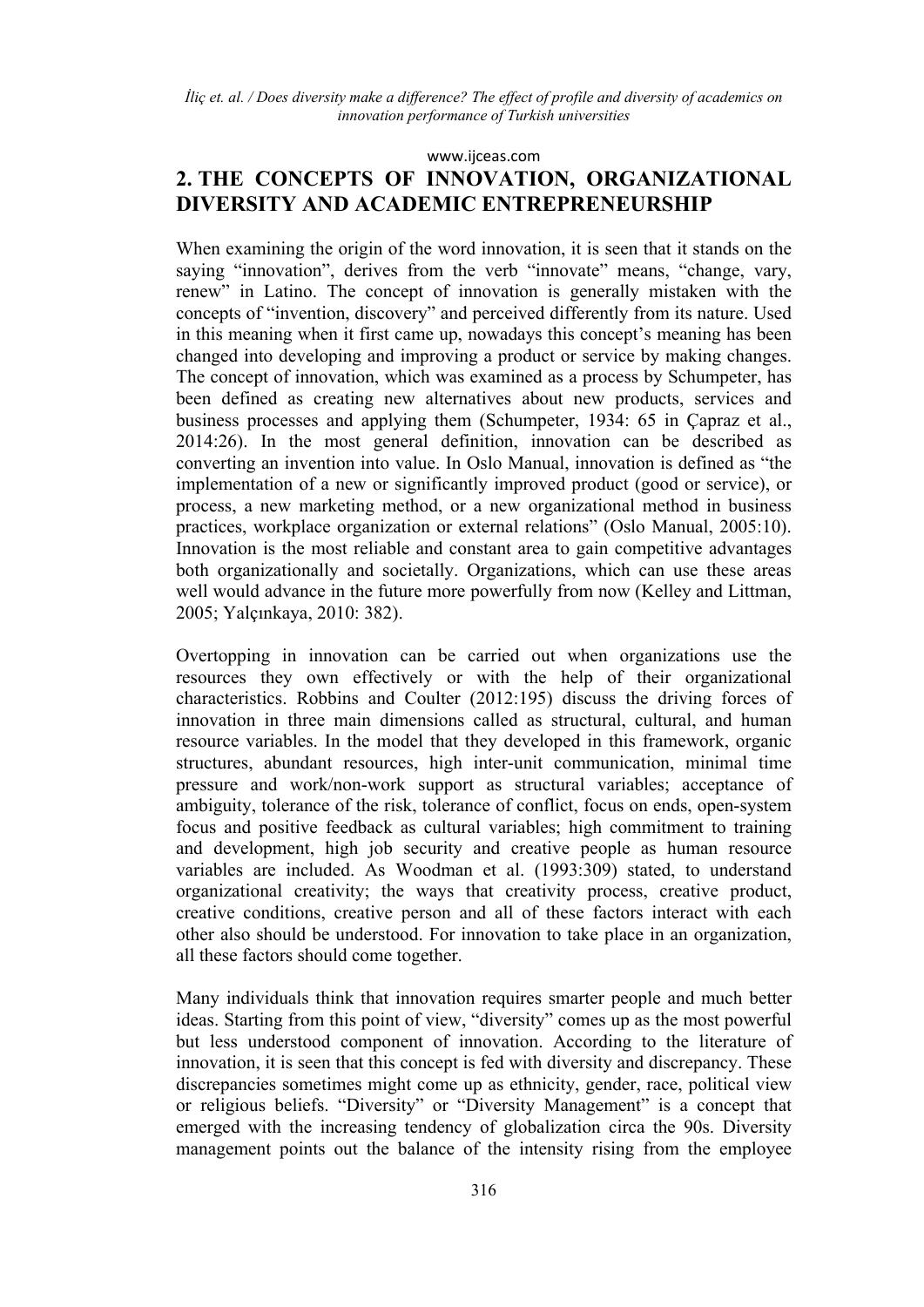## 2. THE CONCEPTS OF INNOVATION, ORGANIZATIONAL DIVERSITY AND ACADEMIC ENTREPRENEURSHIP

When examining the origin of the word innovation, it is seen that it stands on the saying "innovation", derives from the verb "innovate" means, "change, vary, renew" in Latino. The concept of innovation is generally mistaken with the concepts of "invention, discovery" and perceived differently from its nature. Used in this meaning when it first came up, nowadays this concept's meaning has been changed into developing and improving a product or service by making changes. The concept of innovation, which was examined as a process by Schumpeter, has been defined as creating new alternatives about new products, services and business processes and applying them (Schumpeter, 1934: 65 in Çapraz et al., 2014:26). In the most general definition, innovation can be described as converting an invention into value. In Oslo Manual, innovation is defined as "the implementation of a new or significantly improved product (good or service), or process, a new marketing method, or a new organizational method in business practices, workplace organization or external relations" (Oslo Manual, 2005:10). Innovation is the most reliable and constant area to gain competitive advantages both organizationally and societally. Organizations, which can use these areas well would advance in the future more powerfully from now (Kelley and Littman, 2005; Yalçınkaya, 2010: 382).

Overtopping in innovation can be carried out when organizations use the resources they own effectively or with the help of their organizational characteristics. Robbins and Coulter (2012:195) discuss the driving forces of innovation in three main dimensions called as structural, cultural, and human resource variables. In the model that they developed in this framework, organic structures, abundant resources, high inter-unit communication, minimal time pressure and work/non-work support as structural variables; acceptance of ambiguity, tolerance of the risk, tolerance of conflict, focus on ends, open-system focus and positive feedback as cultural variables; high commitment to training and development, high job security and creative people as human resource variables are included. As Woodman et al. (1993:309) stated, to understand organizational creativity; the ways that creativity process, creative product, creative conditions, creative person and all of these factors interact with each other also should be understood. For innovation to take place in an organization, all these factors should come together.

Many individuals think that innovation requires smarter people and much better ideas. Starting from this point of view, "diversity" comes up as the most powerful but less understood component of innovation. According to the literature of innovation, it is seen that this concept is fed with diversity and discrepancy. These discrepancies sometimes might come up as ethnicity, gender, race, political view or religious beliefs. "Diversity" or "Diversity Management" is a concept that emerged with the increasing tendency of globalization circa the 90s. Diversity management points out the balance of the intensity rising from the employee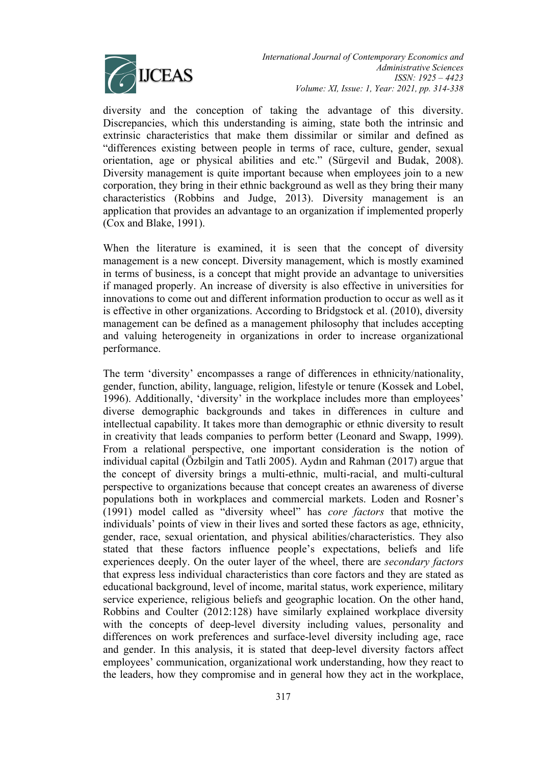diversity and the conception of taking the advantage of this diversity. Discrepancies, which this understanding is aiming, state both the intrinsic and extrinsic characteristics that make them dissimilar or similar and defined as "differences existing between people in terms of race, culture, gender, sexual orientation, age or physical abilities and etc." (Sürgevil and Budak, 2008). Diversity management is quite important because when employees join to a new corporation, they bring in their ethnic background as well as they bring their many characteristics (Robbins and Judge, 2013). Diversity management is an application that provides an advantage to an organization if implemented properly (Cox and Blake, 1991).

When the literature is examined, it is seen that the concept of diversity management is a new concept. Diversity management, which is mostly examined in terms of business, is a concept that might provide an advantage to universities if managed properly. An increase of diversity is also effective in universities for innovations to come out and different information production to occur as well as it is effective in other organizations. According to Bridgstock et al. (2010), diversity management can be defined as a management philosophy that includes accepting and valuing heterogeneity in organizations in order to increase organizational performance.

The term 'diversity' encompasses a range of differences in ethnicity/nationality, gender, function, ability, language, religion, lifestyle or tenure (Kossek and Lobel, 1996). Additionally, 'diversity' in the workplace includes more than employees' diverse demographic backgrounds and takes in differences in culture and intellectual capability. It takes more than demographic or ethnic diversity to result in creativity that leads companies to perform better (Leonard and Swapp, 1999). From a relational perspective, one important consideration is the notion of individual capital (Özbilgin and Tatli 2005). Aydın and Rahman (2017) argue that the concept of diversity brings a multi-ethnic, multi-racial, and multi-cultural perspective to organizations because that concept creates an awareness of diverse populations both in workplaces and commercial markets. Loden and Rosner's (1991) model called as "diversity wheel" has *core factors* that motive the individuals' points of view in their lives and sorted these factors as age, ethnicity, gender, race, sexual orientation, and physical abilities/characteristics. They also stated that these factors influence people's expectations, beliefs and life experiences deeply. On the outer layer of the wheel, there are *secondary factors* that express less individual characteristics than core factors and they are stated as educational background, level of income, marital status, work experience, military service experience, religious beliefs and geographic location. On the other hand, Robbins and Coulter (2012:128) have similarly explained workplace diversity with the concepts of deep-level diversity including values, personality and differences on work preferences and surface-level diversity including age, race and gender. In this analysis, it is stated that deep-level diversity factors affect employees' communication, organizational work understanding, how they react to the leaders, how they compromise and in general how they act in the workplace,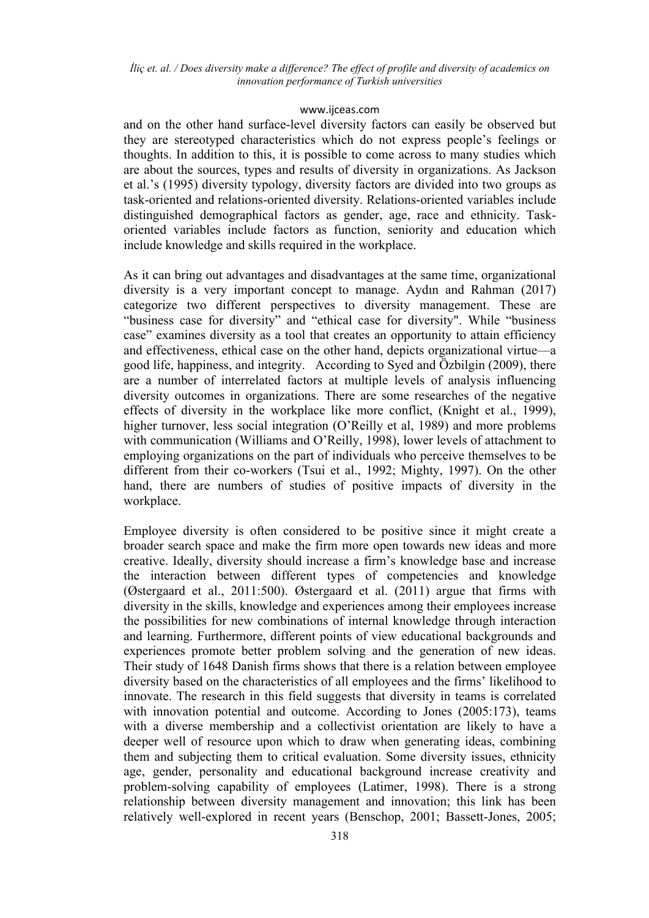and on the other hand surface-level diversity factors can easily be observed but they are stereotyped characteristics which do not express people's feelings or thoughts. In addition to this, it is possible to come across to many studies which are about the sources, types and results of diversity in organizations. As Jackson et al.'s (1995) diversity typology, diversity factors are divided into two groups as task-oriented and relations-oriented diversity. Relations-oriented variables include distinguished demographical factors as gender, age, race and ethnicity. Task-oriented variables include factors as function, seniority and education which include knowledge and skills required in the workplace.

As it can bring out advantages and disadvantages at the same time, organizational diversity is a very important concept to manage. Aydın and Rahman (2017) categorize two different perspectives to diversity management. These are "business case for diversity" and "ethical case for diversity". While "business case" examines diversity as a tool that creates an opportunity to attain efficiency and effectiveness, ethical case on the other hand, depicts organizational virtue—a good life, happiness, and integrity. According to Syed and Özbilgin (2009), there are a number of interrelated factors at multiple levels of analysis influencing diversity outcomes in organizations. There are some researches of the negative effects of diversity in the workplace like more conflict, (Knight et al., 1999), higher turnover, less social integration (O'Reilly et al, 1989) and more problems with communication (Williams and O'Reilly, 1998), lower levels of attachment to employing organizations on the part of individuals who perceive themselves to be different from their co-workers (Tsui et al., 1992; Mighty, 1997). On the other hand, there are numbers of studies of positive impacts of diversity in the workplace.

Employee diversity is often considered to be positive since it might create a broader search space and make the firm more open towards new ideas and more creative. Ideally, diversity should increase a firm's knowledge base and increase the interaction between different types of competencies and knowledge (Østergaard et al., 2011:500). Østergaard et al. (2011) argue that firms with diversity in the skills, knowledge and experiences among their employees increase the possibilities for new combinations of internal knowledge through interaction and learning. Furthermore, different points of view educational backgrounds and experiences promote better problem solving and the generation of new ideas. Their study of 1648 Danish firms shows that there is a relation between employee diversity based on the characteristics of all employees and the firms' likelihood to innovate. The research in this field suggests that diversity in teams is correlated with innovation potential and outcome. According to Jones (2005:173), teams with a diverse membership and a collectivist orientation are likely to have a deeper well of resource upon which to draw when generating ideas, combining them and subjecting them to critical evaluation. Some diversity issues, ethnicity age, gender, personality and educational background increase creativity and problem-solving capability of employees (Latimer, 1998). There is a strong relationship between diversity management and innovation; this link has been relatively well-explored in recent years (Benschop, 2001; Bassett-Jones, 2005;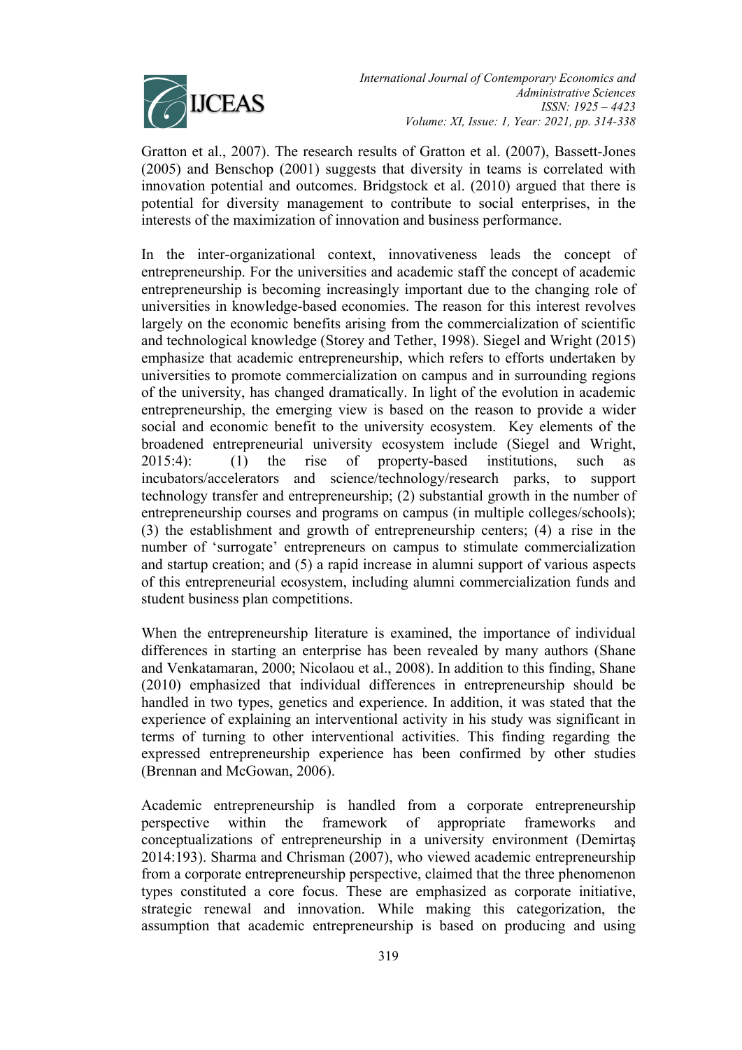Gratton et al., 2007). The research results of Gratton et al. (2007), Bassett-Jones (2005) and Benschop (2001) suggests that diversity in teams is correlated with innovation potential and outcomes. Bridgstock et al. (2010) argued that there is potential for diversity management to contribute to social enterprises, in the interests of the maximization of innovation and business performance.

In the inter-organizational context, innovativeness leads the concept of entrepreneurship. For the universities and academic staff the concept of academic entrepreneurship is becoming increasingly important due to the changing role of universities in knowledge-based economies. The reason for this interest revolves largely on the economic benefits arising from the commercialization of scientific and technological knowledge (Storey and Tether, 1998). Siegel and Wright (2015) emphasize that academic entrepreneurship, which refers to efforts undertaken by universities to promote commercialization on campus and in surrounding regions of the university, has changed dramatically. In light of the evolution in academic entrepreneurship, the emerging view is based on the reason to provide a wider social and economic benefit to the university ecosystem. Key elements of the broadened entrepreneurial university ecosystem include (Siegel and Wright, 2015:4): (1) the rise of property-based institutions, such as incubators/accelerators and science/technology/research parks, to support technology transfer and entrepreneurship; (2) substantial growth in the number of entrepreneurship courses and programs on campus (in multiple colleges/schools); (3) the establishment and growth of entrepreneurship centers; (4) a rise in the number of 'surrogate' entrepreneurs on campus to stimulate commercialization and startup creation; and (5) a rapid increase in alumni support of various aspects of this entrepreneurial ecosystem, including alumni commercialization funds and student business plan competitions.

When the entrepreneurship literature is examined, the importance of individual differences in starting an enterprise has been revealed by many authors (Shane and Venkatamaran, 2000; Nicolaou et al., 2008). In addition to this finding, Shane (2010) emphasized that individual differences in entrepreneurship should be handled in two types, genetics and experience. In addition, it was stated that the experience of explaining an interventional activity in his study was significant in terms of turning to other interventional activities. This finding regarding the expressed entrepreneurship experience has been confirmed by other studies (Brennan and McGowan, 2006).

Academic entrepreneurship is handled from a corporate entrepreneurship perspective within the framework of appropriate frameworks and conceptualizations of entrepreneurship in a university environment (Demirtaş 2014:193). Sharma and Chrisman (2007), who viewed academic entrepreneurship from a corporate entrepreneurship perspective, claimed that the three phenomenon types constituted a core focus. These are emphasized as corporate initiative, strategic renewal and innovation. While making this categorization, the assumption that academic entrepreneurship is based on producing and using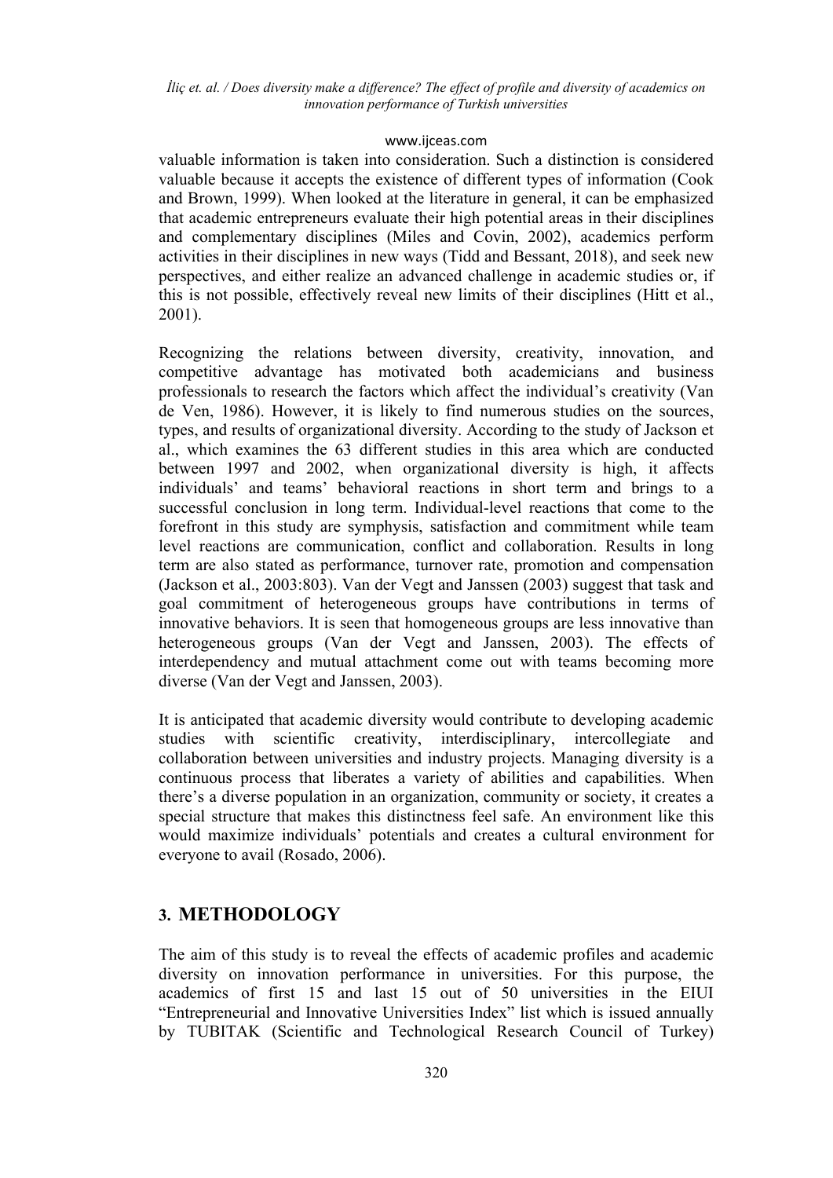valuable information is taken into consideration. Such a distinction is considered valuable because it accepts the existence of different types of information (Cook and Brown, 1999). When looked at the literature in general, it can be emphasized that academic entrepreneurs evaluate their high potential areas in their disciplines and complementary disciplines (Miles and Covin, 2002), academics perform activities in their disciplines in new ways (Tidd and Bessant, 2018), and seek new perspectives, and either realize an advanced challenge in academic studies or, if this is not possible, effectively reveal new limits of their disciplines (Hitt et al., 2001).

Recognizing the relations between diversity, creativity, innovation, and competitive advantage has motivated both academicians and business professionals to research the factors which affect the individual's creativity (Van de Ven, 1986). However, it is likely to find numerous studies on the sources, types, and results of organizational diversity. According to the study of Jackson et al., which examines the 63 different studies in this area which are conducted between 1997 and 2002, when organizational diversity is high, it affects individuals' and teams' behavioral reactions in short term and brings to a successful conclusion in long term. Individual-level reactions that come to the forefront in this study are symphysis, satisfaction and commitment while team level reactions are communication, conflict and collaboration. Results in long term are also stated as performance, turnover rate, promotion and compensation (Jackson et al., 2003:803). Van der Vegt and Janssen (2003) suggest that task and goal commitment of heterogeneous groups have contributions in terms of innovative behaviors. It is seen that homogeneous groups are less innovative than heterogeneous groups (Van der Vegt and Janssen, 2003). The effects of interdependency and mutual attachment come out with teams becoming more diverse (Van der Vegt and Janssen, 2003).

It is anticipated that academic diversity would contribute to developing academic studies with scientific creativity, interdisciplinary, intercollegiate and collaboration between universities and industry projects. Managing diversity is a continuous process that liberates a variety of abilities and capabilities. When there's a diverse population in an organization, community or society, it creates a special structure that makes this distinctness feel safe. An environment like this would maximize individuals' potentials and creates a cultural environment for everyone to avail (Rosado, 2006).

## 3. METHODOLOGY

The aim of this study is to reveal the effects of academic profiles and academic diversity on innovation performance in universities. For this purpose, the academics of first 15 and last 15 out of 50 universities in the EIUI "Entrepreneurial and Innovative Universities Index" list which is issued annually by TUBITAK (Scientific and Technological Research Council of Turkey)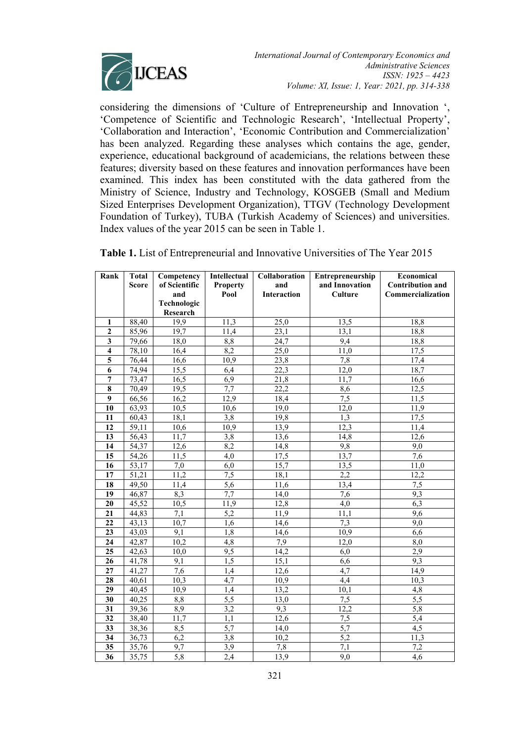considering the dimensions of 'Culture of Entrepreneurship and Innovation ', 'Competence of Scientific and Technologic Research', 'Intellectual Property', 'Collaboration and Interaction', 'Economic Contribution and Commercialization' has been analyzed. Regarding these analyses which contains the age, gender, experience, educational background of academicians, the relations between these features; diversity based on these features and innovation performances have been examined. This index has been constituted with the data gathered from the Ministry of Science, Industry and Technology, KOSGEB (Small and Medium Sized Enterprises Development Organization), TTGV (Technology Development Foundation of Turkey), TUBA (Turkish Academy of Sciences) and universities. Index values of the year 2015 can be seen in Table 1.

**Table 1.** List of Entrepreneurial and Innovative Universities of The Year 2015

| Rank | Total Score | Competency of Scientific and Technologic Research | Intellectual Property Pool | Collaboration and Interaction | Entrepreneurship and Innovation Culture | Economical Contribution and Commercialization |
|---|---|---|---|---|---|---|
| 1 | 88,40 | 19,9 | 11,3 | 25,0 | 13,5 | 18,8 |
| 2 | 85,96 | 19,7 | 11,4 | 23,1 | 13,1 | 18,8 |
| 3 | 79,66 | 18,0 | 8,8 | 24,7 | 9,4 | 18,8 |
| 4 | 78,10 | 16,4 | 8,2 | 25,0 | 11,0 | 17,5 |
| 5 | 76,44 | 16,6 | 10,9 | 23,8 | 7,8 | 17,4 |
| 6 | 74,94 | 15,5 | 6,4 | 22,3 | 12,0 | 18,7 |
| 7 | 73,47 | 16,5 | 6,9 | 21,8 | 11,7 | 16,6 |
| 8 | 70,49 | 19,5 | 7,7 | 22,2 | 8,6 | 12,5 |
| 9 | 66,56 | 16,2 | 12,9 | 18,4 | 7,5 | 11,5 |
| 10 | 63,93 | 10,5 | 10,6 | 19,0 | 12,0 | 11,9 |
| 11 | 60,43 | 18,1 | 3,8 | 19,8 | 1,3 | 17,5 |
| 12 | 59,11 | 10,6 | 10,9 | 13,9 | 12,3 | 11,4 |
| 13 | 56,43 | 11,7 | 3,8 | 13,6 | 14,8 | 12,6 |
| 14 | 54,37 | 12,6 | 8,2 | 14,8 | 9,8 | 9,0 |
| 15 | 54,26 | 11,5 | 4,0 | 17,5 | 13,7 | 7,6 |
| 16 | 53,17 | 7,0 | 6,0 | 15,7 | 13,5 | 11,0 |
| 17 | 51,21 | 11,2 | 7,5 | 18,1 | 2,2 | 12,2 |
| 18 | 49,50 | 11,4 | 5,6 | 11,6 | 13,4 | 7,5 |
| 19 | 46,87 | 8,3 | 7,7 | 14,0 | 7,6 | 9,3 |
| 20 | 45,52 | 10,5 | 11,9 | 12,8 | 4,0 | 6,3 |
| 21 | 44,83 | 7,1 | 5,2 | 11,9 | 11,1 | 9,6 |
| 22 | 43,13 | 10,7 | 1,6 | 14,6 | 7,3 | 9,0 |
| 23 | 43,03 | 9,1 | 1,8 | 14,6 | 10,9 | 6,6 |
| 24 | 42,87 | 10,2 | 4,8 | 7,9 | 12,0 | 8,0 |
| 25 | 42,63 | 10,0 | 9,5 | 14,2 | 6,0 | 2,9 |
| 26 | 41,78 | 9,1 | 1,5 | 15,1 | 6,6 | 9,3 |
| 27 | 41,27 | 7,6 | 1,4 | 12,6 | 4,7 | 14,9 |
| 28 | 40,61 | 10,3 | 4,7 | 10,9 | 4,4 | 10,3 |
| 29 | 40,45 | 10,9 | 1,4 | 13,2 | 10,1 | 4,8 |
| 30 | 40,25 | 8,8 | 5,5 | 13,0 | 7,5 | 5,5 |
| 31 | 39,36 | 8,9 | 3,2 | 9,3 | 12,2 | 5,8 |
| 32 | 38,40 | 11,7 | 1,1 | 12,6 | 7,5 | 5,4 |
| 33 | 38,36 | 8,5 | 5,7 | 14,0 | 5,7 | 4,5 |
| 34 | 36,73 | 6,2 | 3,8 | 10,2 | 5,2 | 11,3 |
| 35 | 35,76 | 9,7 | 3,9 | 7,8 | 7,1 | 7,2 |
| 36 | 35,75 | 5,8 | 2,4 | 13,9 | 9,0 | 4,6 |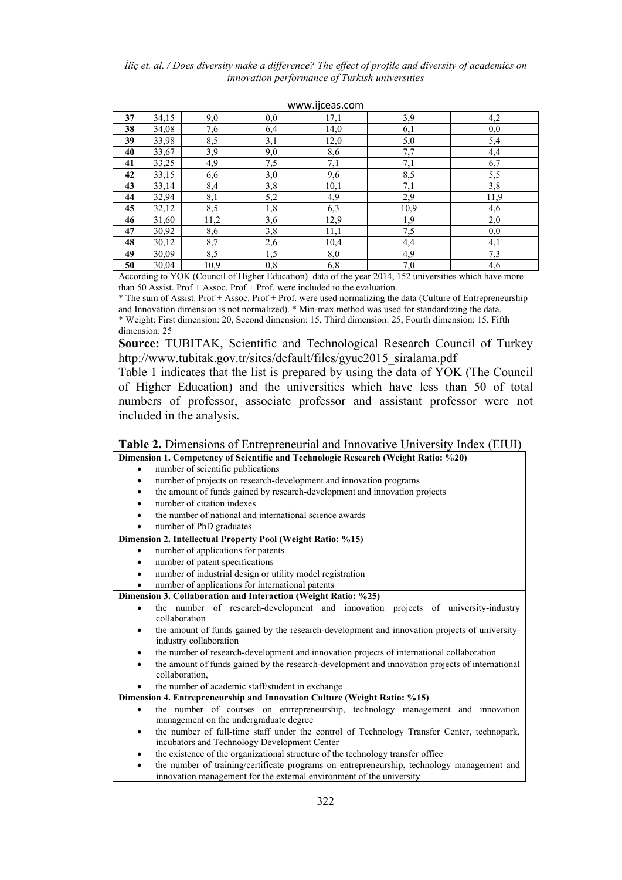| 37 | 34,15 | 9,0 | 0,0 | 17,1 | 3,9 | 4,2 |
|---|---|---|---|---|---|---|
| 38 | 34,08 | 7,6 | 6,4 | 14,0 | 6,1 | 0,0 |
| 39 | 33,98 | 8,5 | 3,1 | 12,0 | 5,0 | 5,4 |
| 40 | 33,67 | 3,9 | 9,0 | 8,6 | 7,7 | 4,4 |
| 41 | 33,25 | 4,9 | 7,5 | 7,1 | 7,1 | 6,7 |
| 42 | 33,15 | 6,6 | 3,0 | 9,6 | 8,5 | 5,5 |
| 43 | 33,14 | 8,4 | 3,8 | 10,1 | 7,1 | 3,8 |
| 44 | 32,94 | 8,1 | 5,2 | 4,9 | 2,9 | 11,9 |
| 45 | 32,12 | 8,5 | 1,8 | 6,3 | 10,9 | 4,6 |
| 46 | 31,60 | 11,2 | 3,6 | 12,9 | 1,9 | 2,0 |
| 47 | 30,92 | 8,6 | 3,8 | 11,1 | 7,5 | 0,0 |
| 48 | 30,12 | 8,7 | 2,6 | 10,4 | 4,4 | 4,1 |
| 49 | 30,09 | 8,5 | 1,5 | 8,0 | 4,9 | 7,3 |
| 50 | 30,04 | 10,9 | 0,8 | 6,8 | 7,0 | 4,6 |

According to YOK (Council of Higher Education) data of the year 2014, 152 universities which have more than 50 Assist. Prof + Assoc. Prof + Prof. were included to the evaluation.

* The sum of Assist. Prof + Assoc. Prof + Prof. were used normalizing the data (Culture of Entrepreneurship and Innovation dimension is not normalized). * Min-max method was used for standardizing the data.

* Weight: First dimension: 20, Second dimension: 15, Third dimension: 25, Fourth dimension: 15, Fifth dimension: 25

**Source:** TUBITAK, Scientific and Technological Research Council of Turkey http://www.tubitak.gov.tr/sites/default/files/gyue2015_siralama.pdf

Table 1 indicates that the list is prepared by using the data of YOK (The Council of Higher Education) and the universities which have less than 50 of total numbers of professor, associate professor and assistant professor were not included in the analysis.

**Table 2.** Dimensions of Entrepreneurial and Innovative University Index (EIUI)

**Dimension 1. Competency of Scientific and Technologic Research (Weight Ratio: %20)**

- number of scientific publications
- number of projects on research-development and innovation programs
- the amount of funds gained by research-development and innovation projects
- number of citation indexes
- the number of national and international science awards
- number of PhD graduates

**Dimension 2. Intellectual Property Pool (Weight Ratio: %15)**

- number of applications for patents
- number of patent specifications
- number of industrial design or utility model registration
- number of applications for international patents

**Dimension 3. Collaboration and Interaction (Weight Ratio: %25)**

- the number of research-development and innovation projects of university-industry collaboration
- the amount of funds gained by the research-development and innovation projects of university-industry collaboration
- the number of research-development and innovation projects of international collaboration
- the amount of funds gained by the research-development and innovation projects of international collaboration,
- the number of academic staff/student in exchange

**Dimension 4. Entrepreneurship and Innovation Culture (Weight Ratio: %15)**

- the number of courses on entrepreneurship, technology management and innovation management on the undergraduate degree
- the number of full-time staff under the control of Technology Transfer Center, technopark, incubators and Technology Development Center
- the existence of the organizational structure of the technology transfer office
- the number of training/certificate programs on entrepreneurship, technology management and innovation management for the external environment of the university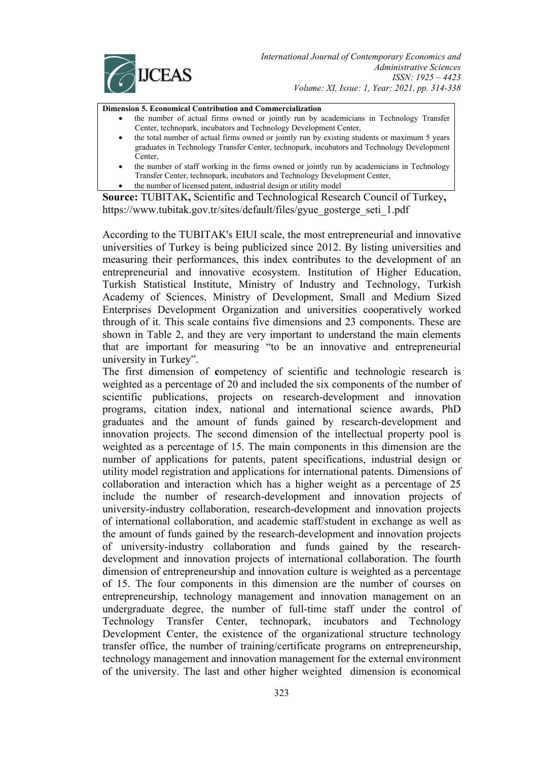| **Dimension 5. Economical Contribution and Commercialization** |
| --- |
| • the number of actual firms owned or jointly run by academicians in Technology Transfer Center, technopark, incubators and Technology Development Center,<br>• the total number of actual firms owned or jointly run by existing students or maximum 5 years graduates in Technology Transfer Center, technopark, incubators and Technology Development Center,<br>• the number of staff working in the firms owned or jointly run by academicians in Technology Transfer Center, technopark, incubators and Technology Development Center,<br>• the number of licensed patent, industrial design or utility model |

**Source:** TUBITAK**,** Scientific and Technological Research Council of Turkey**,** https://www.tubitak.gov.tr/sites/default/files/gyue_gosterge_seti_1.pdf

According to the TUBITAK's EIUI scale, the most entrepreneurial and innovative universities of Turkey is being publicized since 2012. By listing universities and measuring their performances, this index contributes to the development of an entrepreneurial and innovative ecosystem. Institution of Higher Education, Turkish Statistical Institute, Ministry of Industry and Technology, Turkish Academy of Sciences, Ministry of Development, Small and Medium Sized Enterprises Development Organization and universities cooperatively worked through of it. This scale contains five dimensions and 23 components. These are shown in Table 2, and they are very important to understand the main elements that are important for measuring "to be an innovative and entrepreneurial university in Turkey".

The first dimension of **c**ompetency of scientific and technologic research is weighted as a percentage of 20 and included the six components of the number of scientific publications, projects on research-development and innovation programs, citation index, national and international science awards, PhD graduates and the amount of funds gained by research-development and innovation projects. The second dimension of the intellectual property pool is weighted as a percentage of 15. The main components in this dimension are the number of applications for patents, patent specifications, industrial design or utility model registration and applications for international patents. Dimensions of collaboration and interaction which has a higher weight as a percentage of 25 include the number of research-development and innovation projects of university-industry collaboration, research-development and innovation projects of international collaboration, and academic staff/student in exchange as well as the amount of funds gained by the research-development and innovation projects of university-industry collaboration and funds gained by the research-development and innovation projects of international collaboration. The fourth dimension of entrepreneurship and innovation culture is weighted as a percentage of 15. The four components in this dimension are the number of courses on entrepreneurship, technology management and innovation management on an undergraduate degree, the number of full-time staff under the control of Technology Transfer Center, technopark, incubators and Technology Development Center, the existence of the organizational structure technology transfer office, the number of training/certificate programs on entrepreneurship, technology management and innovation management for the external environment of the university. The last and other higher weighted dimension is economical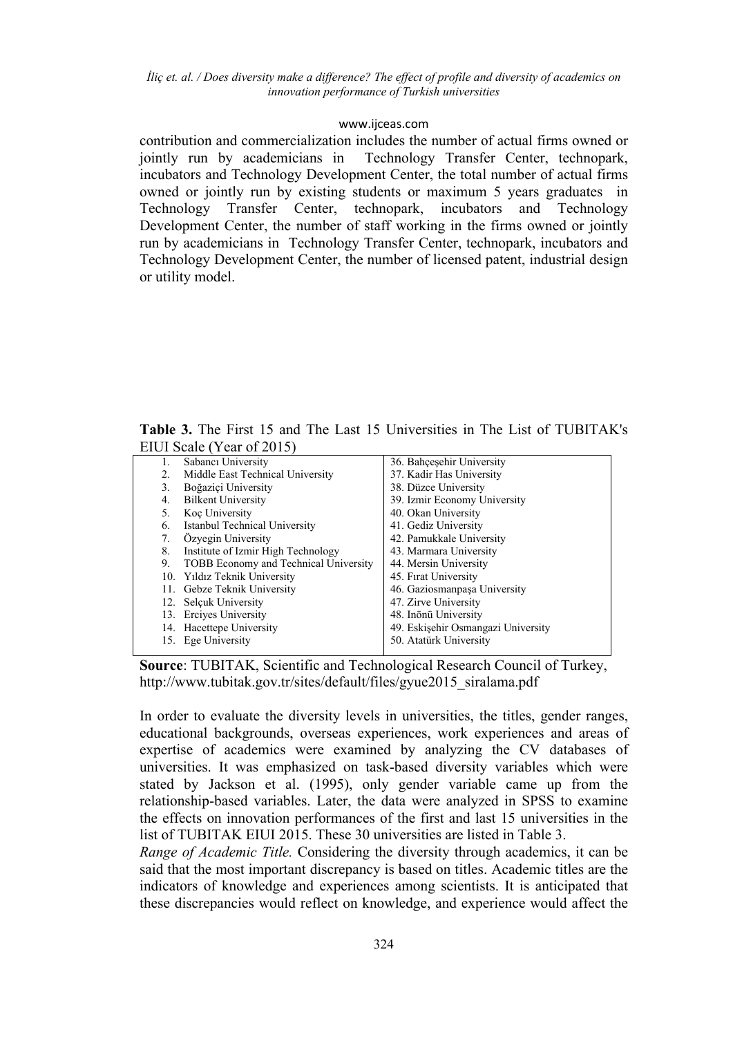contribution and commercialization includes the number of actual firms owned or jointly run by academicians in Technology Transfer Center, technopark, incubators and Technology Development Center, the total number of actual firms owned or jointly run by existing students or maximum 5 years graduates in Technology Transfer Center, technopark, incubators and Technology Development Center, the number of staff working in the firms owned or jointly run by academicians in Technology Transfer Center, technopark, incubators and Technology Development Center, the number of licensed patent, industrial design or utility model.

**Table 3.** The First 15 and The Last 15 Universities in The List of TUBITAK's EIUI Scale (Year of 2015)

| | |
|---|---|
| 1. Sabancı University | 36. Bahçeşehir University |
| 2. Middle East Technical University | 37. Kadir Has University |
| 3. Boğaziçi University | 38. Düzce University |
| 4. Bilkent University | 39. Izmir Economy University |
| 5. Koç University | 40. Okan University |
| 6. Istanbul Technical University | 41. Gediz University |
| 7. Özyegin University | 42. Pamukkale University |
| 8. Institute of Izmir High Technology | 43. Marmara University |
| 9. TOBB Economy and Technical University | 44. Mersin University |
| 10. Yıldız Teknik University | 45. Fırat University |
| 11. Gebze Teknik University | 46. Gaziosmanpaşa University |
| 12. Selçuk University | 47. Zirve University |
| 13. Erciyes University | 48. Inönü University |
| 14. Hacettepe University | 49. Eskişehir Osmangazi University |
| 15. Ege University | 50. Atatürk University |

**Source**: TUBITAK, Scientific and Technological Research Council of Turkey, http://www.tubitak.gov.tr/sites/default/files/gyue2015_siralama.pdf

In order to evaluate the diversity levels in universities, the titles, gender ranges, educational backgrounds, overseas experiences, work experiences and areas of expertise of academics were examined by analyzing the CV databases of universities. It was emphasized on task-based diversity variables which were stated by Jackson et al. (1995), only gender variable came up from the relationship-based variables. Later, the data were analyzed in SPSS to examine the effects on innovation performances of the first and last 15 universities in the list of TUBITAK EIUI 2015. These 30 universities are listed in Table 3.

*Range of Academic Title.* Considering the diversity through academics, it can be said that the most important discrepancy is based on titles. Academic titles are the indicators of knowledge and experiences among scientists. It is anticipated that these discrepancies would reflect on knowledge, and experience would affect the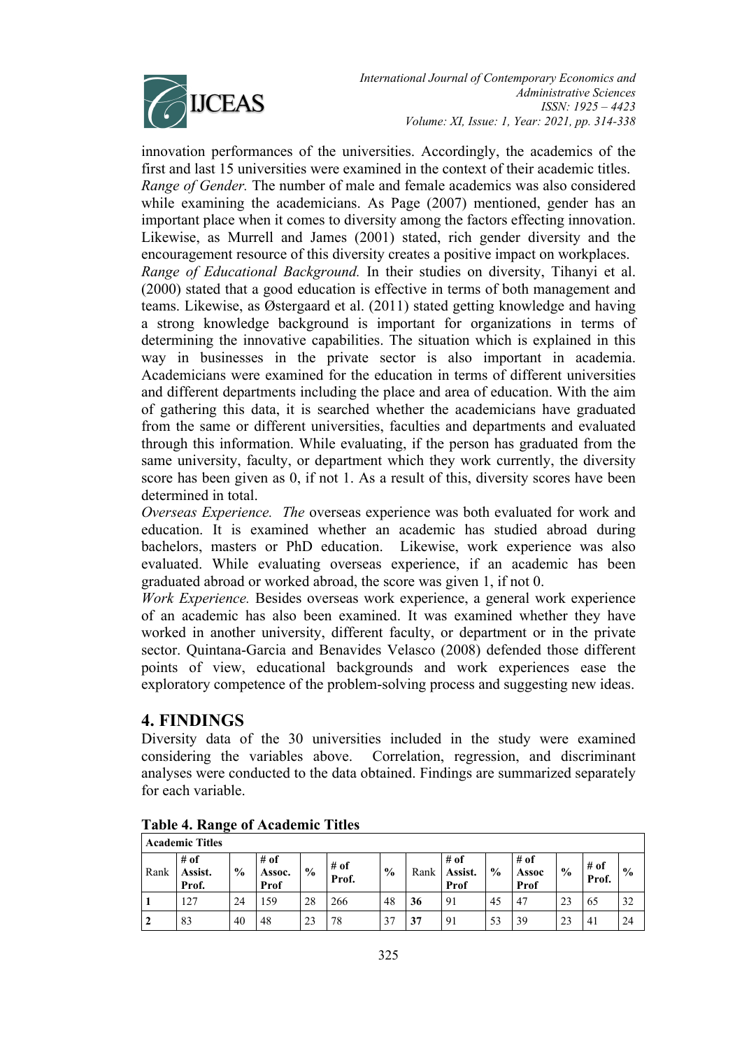innovation performances of the universities. Accordingly, the academics of the first and last 15 universities were examined in the context of their academic titles.

*Range of Gender.* The number of male and female academics was also considered while examining the academicians. As Page (2007) mentioned, gender has an important place when it comes to diversity among the factors effecting innovation. Likewise, as Murrell and James (2001) stated, rich gender diversity and the encouragement resource of this diversity creates a positive impact on workplaces.

*Range of Educational Background.* In their studies on diversity, Tihanyi et al. (2000) stated that a good education is effective in terms of both management and teams. Likewise, as Østergaard et al. (2011) stated getting knowledge and having a strong knowledge background is important for organizations in terms of determining the innovative capabilities. The situation which is explained in this way in businesses in the private sector is also important in academia. Academicians were examined for the education in terms of different universities and different departments including the place and area of education. With the aim of gathering this data, it is searched whether the academicians have graduated from the same or different universities, faculties and departments and evaluated through this information. While evaluating, if the person has graduated from the same university, faculty, or department which they work currently, the diversity score has been given as 0, if not 1. As a result of this, diversity scores have been determined in total.

*Overseas Experience. The* overseas experience was both evaluated for work and education. It is examined whether an academic has studied abroad during bachelors, masters or PhD education. Likewise, work experience was also evaluated. While evaluating overseas experience, if an academic has been graduated abroad or worked abroad, the score was given 1, if not 0.

*Work Experience.* Besides overseas work experience, a general work experience of an academic has also been examined. It was examined whether they have worked in another university, different faculty, or department or in the private sector. Quintana-Garcia and Benavides Velasco (2008) defended those different points of view, educational backgrounds and work experiences ease the exploratory competence of the problem-solving process and suggesting new ideas.

## 4. FINDINGS

Diversity data of the 30 universities included in the study were examined considering the variables above. Correlation, regression, and discriminant analyses were conducted to the data obtained. Findings are summarized separately for each variable.

**Table 4. Range of Academic Titles**

| **Academic Titles** | | | | | | | | | | | | | |
|---|---|---|---|---|---|---|---|---|---|---|---|---|---|
| Rank | **# of Assist. Prof.** | **%** | **# of Assoc. Prof** | **%** | **# of Prof.** | **%** | Rank | **# of Assist. Prof** | **%** | **# of Assoc Prof** | **%** | **# of Prof.** | **%** |
| **1** | 127 | 24 | 159 | 28 | 266 | 48 | **36** | 91 | 45 | 47 | 23 | 65 | 32 |
| **2** | 83 | 40 | 48 | 23 | 78 | 37 | **37** | 91 | 53 | 39 | 23 | 41 | 24 |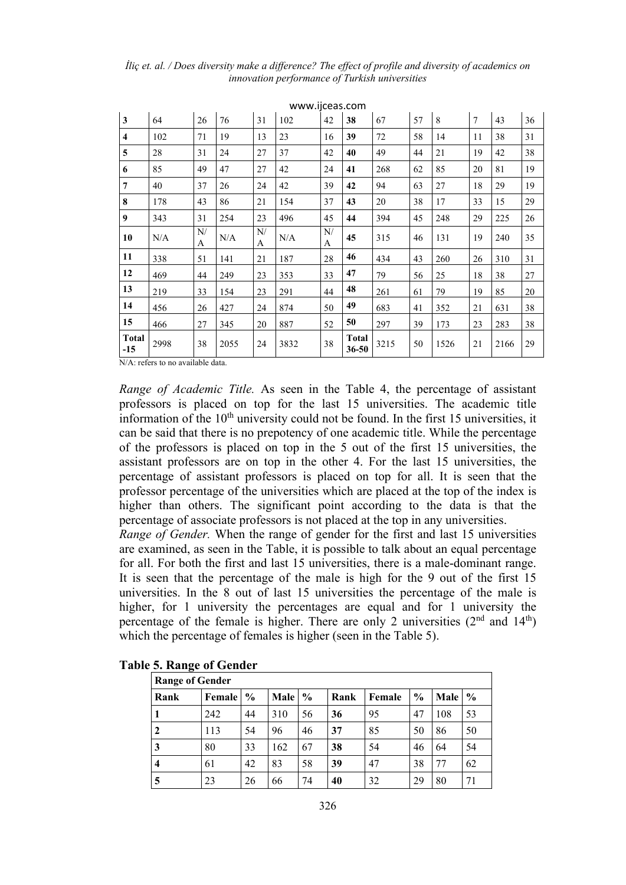| 3 | 64 | 26 | 76 | 31 | 102 | 42 | 38 | 67 | 57 | 8 | 7 | 43 | 36 |
|---|---|---|---|---|---|---|---|---|---|---|---|---|---|
| 4 | 102 | 71 | 19 | 13 | 23 | 16 | 39 | 72 | 58 | 14 | 11 | 38 | 31 |
| 5 | 28 | 31 | 24 | 27 | 37 | 42 | 40 | 49 | 44 | 21 | 19 | 42 | 38 |
| 6 | 85 | 49 | 47 | 27 | 42 | 24 | 41 | 268 | 62 | 85 | 20 | 81 | 19 |
| 7 | 40 | 37 | 26 | 24 | 42 | 39 | 42 | 94 | 63 | 27 | 18 | 29 | 19 |
| 8 | 178 | 43 | 86 | 21 | 154 | 37 | 43 | 20 | 38 | 17 | 33 | 15 | 29 |
| 9 | 343 | 31 | 254 | 23 | 496 | 45 | 44 | 394 | 45 | 248 | 29 | 225 | 26 |
| 10 | N/A | N/A | N/A | N/A | N/A | N/A | 45 | 315 | 46 | 131 | 19 | 240 | 35 |
| 11 | 338 | 51 | 141 | 21 | 187 | 28 | 46 | 434 | 43 | 260 | 26 | 310 | 31 |
| 12 | 469 | 44 | 249 | 23 | 353 | 33 | 47 | 79 | 56 | 25 | 18 | 38 | 27 |
| 13 | 219 | 33 | 154 | 23 | 291 | 44 | 48 | 261 | 61 | 79 | 19 | 85 | 20 |
| 14 | 456 | 26 | 427 | 24 | 874 | 50 | 49 | 683 | 41 | 352 | 21 | 631 | 38 |
| 15 | 466 | 27 | 345 | 20 | 887 | 52 | 50 | 297 | 39 | 173 | 23 | 283 | 38 |
| Total -15 | 2998 | 38 | 2055 | 24 | 3832 | 38 | Total 36-50 | 3215 | 50 | 1526 | 21 | 2166 | 29 |

N/A: refers to no available data.

*Range of Academic Title.* As seen in the Table 4, the percentage of assistant professors is placed on top for the last 15 universities. The academic title information of the 10th university could not be found. In the first 15 universities, it can be said that there is no prepotency of one academic title. While the percentage of the professors is placed on top in the 5 out of the first 15 universities, the assistant professors are on top in the other 4. For the last 15 universities, the percentage of assistant professors is placed on top for all. It is seen that the professor percentage of the universities which are placed at the top of the index is higher than others. The significant point according to the data is that the percentage of associate professors is not placed at the top in any universities.

*Range of Gender.* When the range of gender for the first and last 15 universities are examined, as seen in the Table, it is possible to talk about an equal percentage for all. For both the first and last 15 universities, there is a male-dominant range. It is seen that the percentage of the male is high for the 9 out of the first 15 universities. In the 8 out of last 15 universities the percentage of the male is higher, for 1 university the percentages are equal and for 1 university the percentage of the female is higher. There are only 2 universities (2nd and 14th) which the percentage of females is higher (seen in the Table 5).

**Table 5. Range of Gender**

| Range of Gender | | | | | | | | | |
|---|---|---|---|---|---|---|---|---|---|
| **Rank** | **Female** | **%** | **Male** | **%** | **Rank** | **Female** | **%** | **Male** | **%** |
| **1** | 242 | 44 | 310 | 56 | **36** | 95 | 47 | 108 | 53 |
| **2** | 113 | 54 | 96 | 46 | **37** | 85 | 50 | 86 | 50 |
| **3** | 80 | 33 | 162 | 67 | **38** | 54 | 46 | 64 | 54 |
| **4** | 61 | 42 | 83 | 58 | **39** | 47 | 38 | 77 | 62 |
| **5** | 23 | 26 | 66 | 74 | **40** | 32 | 29 | 80 | 71 |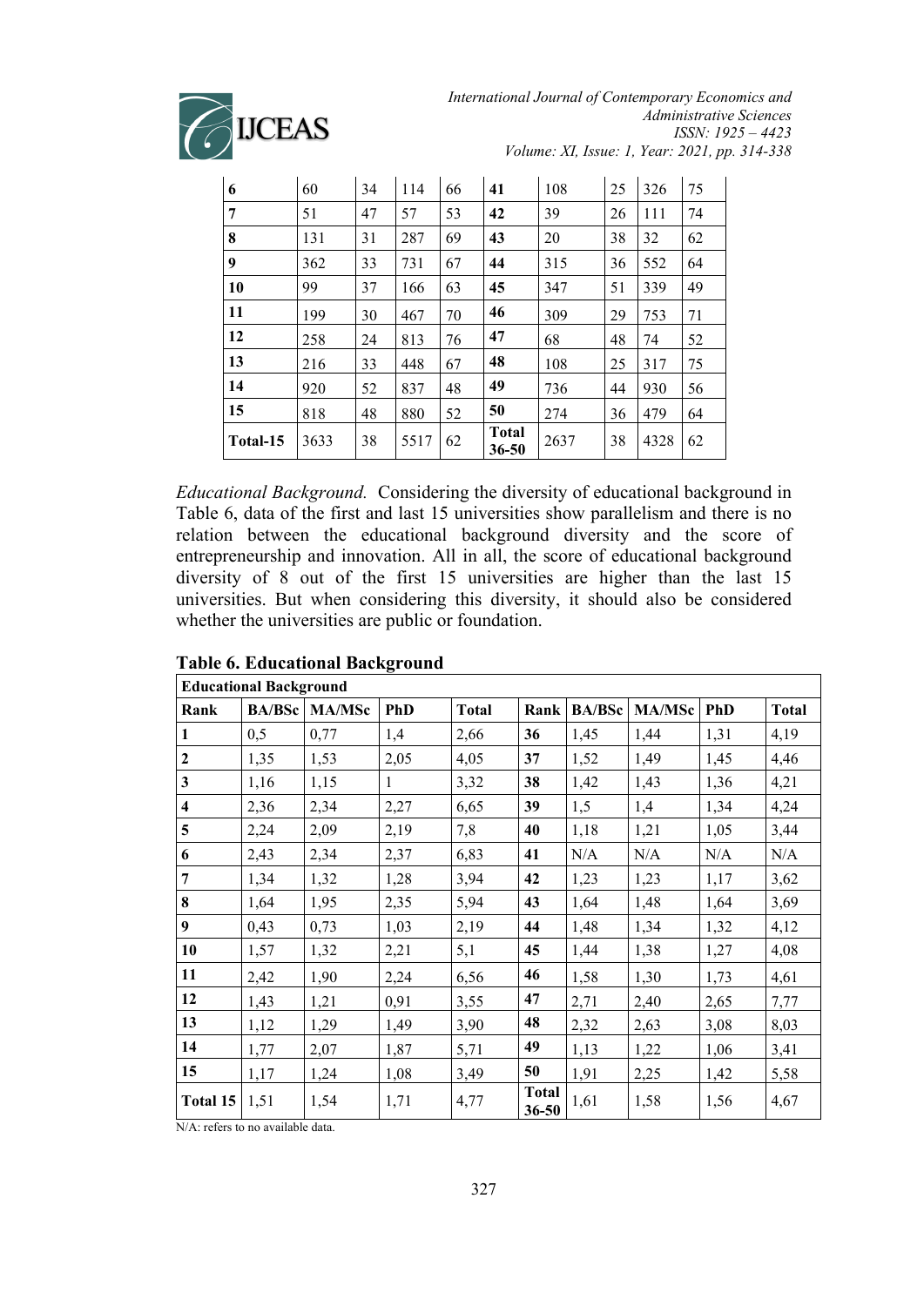| 6 | 60 | 34 | 114 | 66 | 41 | 108 | 25 | 326 | 75 |
|---|---|---|---|---|---|---|---|---|---|
| 7 | 51 | 47 | 57 | 53 | 42 | 39 | 26 | 111 | 74 |
| 8 | 131 | 31 | 287 | 69 | 43 | 20 | 38 | 32 | 62 |
| 9 | 362 | 33 | 731 | 67 | 44 | 315 | 36 | 552 | 64 |
| 10 | 99 | 37 | 166 | 63 | 45 | 347 | 51 | 339 | 49 |
| 11 | 199 | 30 | 467 | 70 | 46 | 309 | 29 | 753 | 71 |
| 12 | 258 | 24 | 813 | 76 | 47 | 68 | 48 | 74 | 52 |
| 13 | 216 | 33 | 448 | 67 | 48 | 108 | 25 | 317 | 75 |
| 14 | 920 | 52 | 837 | 48 | 49 | 736 | 44 | 930 | 56 |
| 15 | 818 | 48 | 880 | 52 | 50 | 274 | 36 | 479 | 64 |
| **Total-15** | 3633 | 38 | 5517 | 62 | **Total 36-50** | 2637 | 38 | 4328 | 62 |

*Educational Background.* Considering the diversity of educational background in Table 6, data of the first and last 15 universities show parallelism and there is no relation between the educational background diversity and the score of entrepreneurship and innovation. All in all, the score of educational background diversity of 8 out of the first 15 universities are higher than the last 15 universities. But when considering this diversity, it should also be considered whether the universities are public or foundation.

**Table 6. Educational Background**

| **Educational Background** | | | | | | | | | |
|---|---|---|---|---|---|---|---|---|---|
| **Rank** | **BA/BSc** | **MA/MSc** | **PhD** | **Total** | **Rank** | **BA/BSc** | **MA/MSc** | **PhD** | **Total** |
| **1** | 0,5 | 0,77 | 1,4 | 2,66 | **36** | 1,45 | 1,44 | 1,31 | 4,19 |
| **2** | 1,35 | 1,53 | 2,05 | 4,05 | **37** | 1,52 | 1,49 | 1,45 | 4,46 |
| **3** | 1,16 | 1,15 | 1 | 3,32 | **38** | 1,42 | 1,43 | 1,36 | 4,21 |
| **4** | 2,36 | 2,34 | 2,27 | 6,65 | **39** | 1,5 | 1,4 | 1,34 | 4,24 |
| **5** | 2,24 | 2,09 | 2,19 | 7,8 | **40** | 1,18 | 1,21 | 1,05 | 3,44 |
| **6** | 2,43 | 2,34 | 2,37 | 6,83 | **41** | N/A | N/A | N/A | N/A |
| **7** | 1,34 | 1,32 | 1,28 | 3,94 | **42** | 1,23 | 1,23 | 1,17 | 3,62 |
| **8** | 1,64 | 1,95 | 2,35 | 5,94 | **43** | 1,64 | 1,48 | 1,64 | 3,69 |
| **9** | 0,43 | 0,73 | 1,03 | 2,19 | **44** | 1,48 | 1,34 | 1,32 | 4,12 |
| **10** | 1,57 | 1,32 | 2,21 | 5,1 | **45** | 1,44 | 1,38 | 1,27 | 4,08 |
| **11** | 2,42 | 1,90 | 2,24 | 6,56 | **46** | 1,58 | 1,30 | 1,73 | 4,61 |
| **12** | 1,43 | 1,21 | 0,91 | 3,55 | **47** | 2,71 | 2,40 | 2,65 | 7,77 |
| **13** | 1,12 | 1,29 | 1,49 | 3,90 | **48** | 2,32 | 2,63 | 3,08 | 8,03 |
| **14** | 1,77 | 2,07 | 1,87 | 5,71 | **49** | 1,13 | 1,22 | 1,06 | 3,41 |
| **15** | 1,17 | 1,24 | 1,08 | 3,49 | **50** | 1,91 | 2,25 | 1,42 | 5,58 |
| **Total 15** | 1,51 | 1,54 | 1,71 | 4,77 | **Total 36-50** | 1,61 | 1,58 | 1,56 | 4,67 |

N/A: refers to no available data.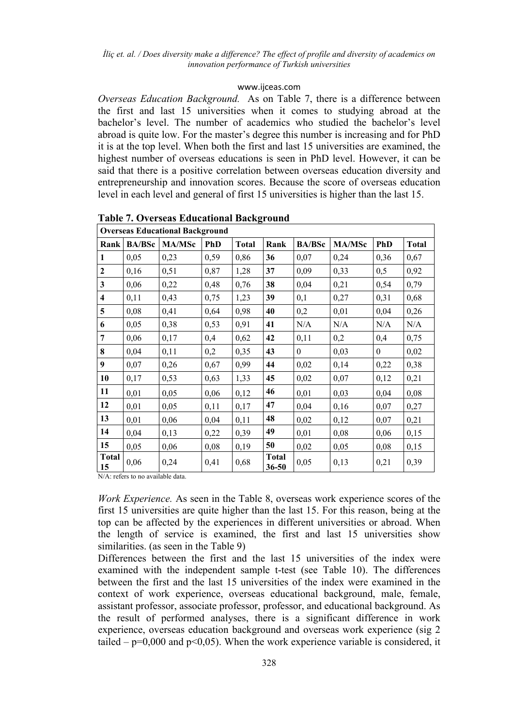*Overseas Education Background.* As on Table 7, there is a difference between the first and last 15 universities when it comes to studying abroad at the bachelor's level. The number of academics who studied the bachelor's level abroad is quite low. For the master's degree this number is increasing and for PhD it is at the top level. When both the first and last 15 universities are examined, the highest number of overseas educations is seen in PhD level. However, it can be said that there is a positive correlation between overseas education diversity and entrepreneurship and innovation scores. Because the score of overseas education level in each level and general of first 15 universities is higher than the last 15.

**Table 7. Overseas Educational Background**

| **Overseas Educational Background** | | | | | | | | | |
|---|---|---|---|---|---|---|---|---|---|
| **Rank** | **BA/BSc** | **MA/MSc** | **PhD** | **Total** | **Rank** | **BA/BSc** | **MA/MSc** | **PhD** | **Total** |
| **1** | 0,05 | 0,23 | 0,59 | 0,86 | **36** | 0,07 | 0,24 | 0,36 | 0,67 |
| **2** | 0,16 | 0,51 | 0,87 | 1,28 | **37** | 0,09 | 0,33 | 0,5 | 0,92 |
| **3** | 0,06 | 0,22 | 0,48 | 0,76 | **38** | 0,04 | 0,21 | 0,54 | 0,79 |
| **4** | 0,11 | 0,43 | 0,75 | 1,23 | **39** | 0,1 | 0,27 | 0,31 | 0,68 |
| **5** | 0,08 | 0,41 | 0,64 | 0,98 | **40** | 0,2 | 0,01 | 0,04 | 0,26 |
| **6** | 0,05 | 0,38 | 0,53 | 0,91 | **41** | N/A | N/A | N/A | N/A |
| **7** | 0,06 | 0,17 | 0,4 | 0,62 | **42** | 0,11 | 0,2 | 0,4 | 0,75 |
| **8** | 0,04 | 0,11 | 0,2 | 0,35 | **43** | 0 | 0,03 | 0 | 0,02 |
| **9** | 0,07 | 0,26 | 0,67 | 0,99 | **44** | 0,02 | 0,14 | 0,22 | 0,38 |
| **10** | 0,17 | 0,53 | 0,63 | 1,33 | **45** | 0,02 | 0,07 | 0,12 | 0,21 |
| **11** | 0,01 | 0,05 | 0,06 | 0,12 | **46** | 0,01 | 0,03 | 0,04 | 0,08 |
| **12** | 0,01 | 0,05 | 0,11 | 0,17 | **47** | 0,04 | 0,16 | 0,07 | 0,27 |
| **13** | 0,01 | 0,06 | 0,04 | 0,11 | **48** | 0,02 | 0,12 | 0,07 | 0,21 |
| **14** | 0,04 | 0,13 | 0,22 | 0,39 | **49** | 0,01 | 0,08 | 0,06 | 0,15 |
| **15** | 0,05 | 0,06 | 0,08 | 0,19 | **50** | 0,02 | 0,05 | 0,08 | 0,15 |
| **Total 15** | 0,06 | 0,24 | 0,41 | 0,68 | **Total 36-50** | 0,05 | 0,13 | 0,21 | 0,39 |

N/A: refers to no available data.

*Work Experience.* As seen in the Table 8, overseas work experience scores of the first 15 universities are quite higher than the last 15. For this reason, being at the top can be affected by the experiences in different universities or abroad. When the length of service is examined, the first and last 15 universities show similarities. (as seen in the Table 9)

Differences between the first and the last 15 universities of the index were examined with the independent sample t-test (see Table 10). The differences between the first and the last 15 universities of the index were examined in the context of work experience, overseas educational background, male, female, assistant professor, associate professor, professor, and educational background. As the result of performed analyses, there is a significant difference in work experience, overseas education background and overseas work experience (sig 2 tailed – $p=0{,}000$ and $p<0{,}05$). When the work experience variable is considered, it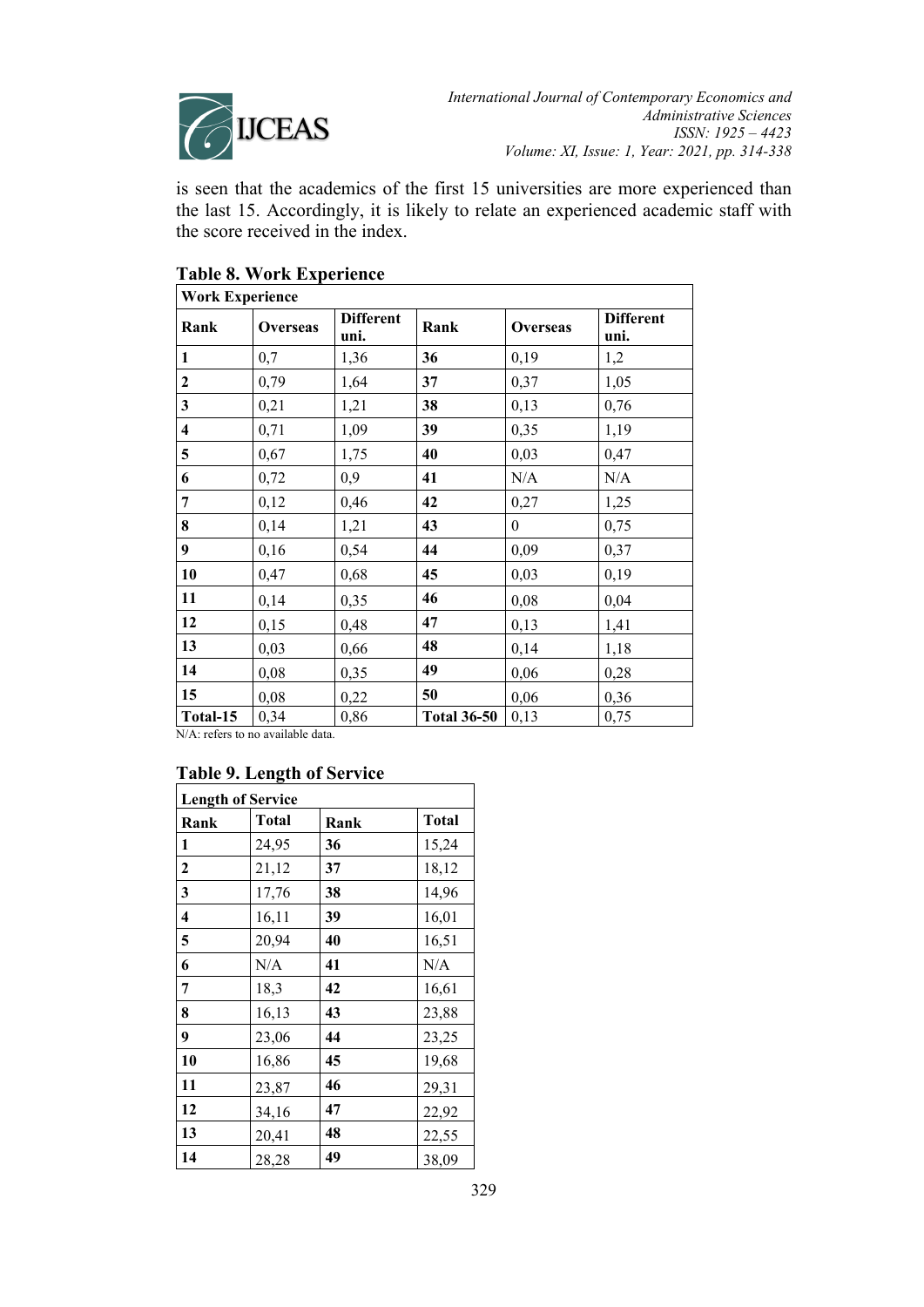is seen that the academics of the first 15 universities are more experienced than the last 15. Accordingly, it is likely to relate an experienced academic staff with the score received in the index.

**Table 8. Work Experience**

| **Work Experience** | | | | | |
|---|---|---|---|---|---|
| **Rank** | **Overseas** | **Different uni.** | **Rank** | **Overseas** | **Different uni.** |
| **1** | 0,7 | 1,36 | **36** | 0,19 | 1,2 |
| **2** | 0,79 | 1,64 | **37** | 0,37 | 1,05 |
| **3** | 0,21 | 1,21 | **38** | 0,13 | 0,76 |
| **4** | 0,71 | 1,09 | **39** | 0,35 | 1,19 |
| **5** | 0,67 | 1,75 | **40** | 0,03 | 0,47 |
| **6** | 0,72 | 0,9 | **41** | N/A | N/A |
| **7** | 0,12 | 0,46 | **42** | 0,27 | 1,25 |
| **8** | 0,14 | 1,21 | **43** | 0 | 0,75 |
| **9** | 0,16 | 0,54 | **44** | 0,09 | 0,37 |
| **10** | 0,47 | 0,68 | **45** | 0,03 | 0,19 |
| **11** | 0,14 | 0,35 | **46** | 0,08 | 0,04 |
| **12** | 0,15 | 0,48 | **47** | 0,13 | 1,41 |
| **13** | 0,03 | 0,66 | **48** | 0,14 | 1,18 |
| **14** | 0,08 | 0,35 | **49** | 0,06 | 0,28 |
| **15** | 0,08 | 0,22 | **50** | 0,06 | 0,36 |
| **Total-15** | 0,34 | 0,86 | **Total 36-50** | 0,13 | 0,75 |

N/A: refers to no available data.

**Table 9. Length of Service**

| **Length of Service** | | | |
|---|---|---|---|
| **Rank** | **Total** | **Rank** | **Total** |
| **1** | 24,95 | **36** | 15,24 |
| **2** | 21,12 | **37** | 18,12 |
| **3** | 17,76 | **38** | 14,96 |
| **4** | 16,11 | **39** | 16,01 |
| **5** | 20,94 | **40** | 16,51 |
| **6** | N/A | **41** | N/A |
| **7** | 18,3 | **42** | 16,61 |
| **8** | 16,13 | **43** | 23,88 |
| **9** | 23,06 | **44** | 23,25 |
| **10** | 16,86 | **45** | 19,68 |
| **11** | 23,87 | **46** | 29,31 |
| **12** | 34,16 | **47** | 22,92 |
| **13** | 20,41 | **48** | 22,55 |
| **14** | 28,28 | **49** | 38,09 |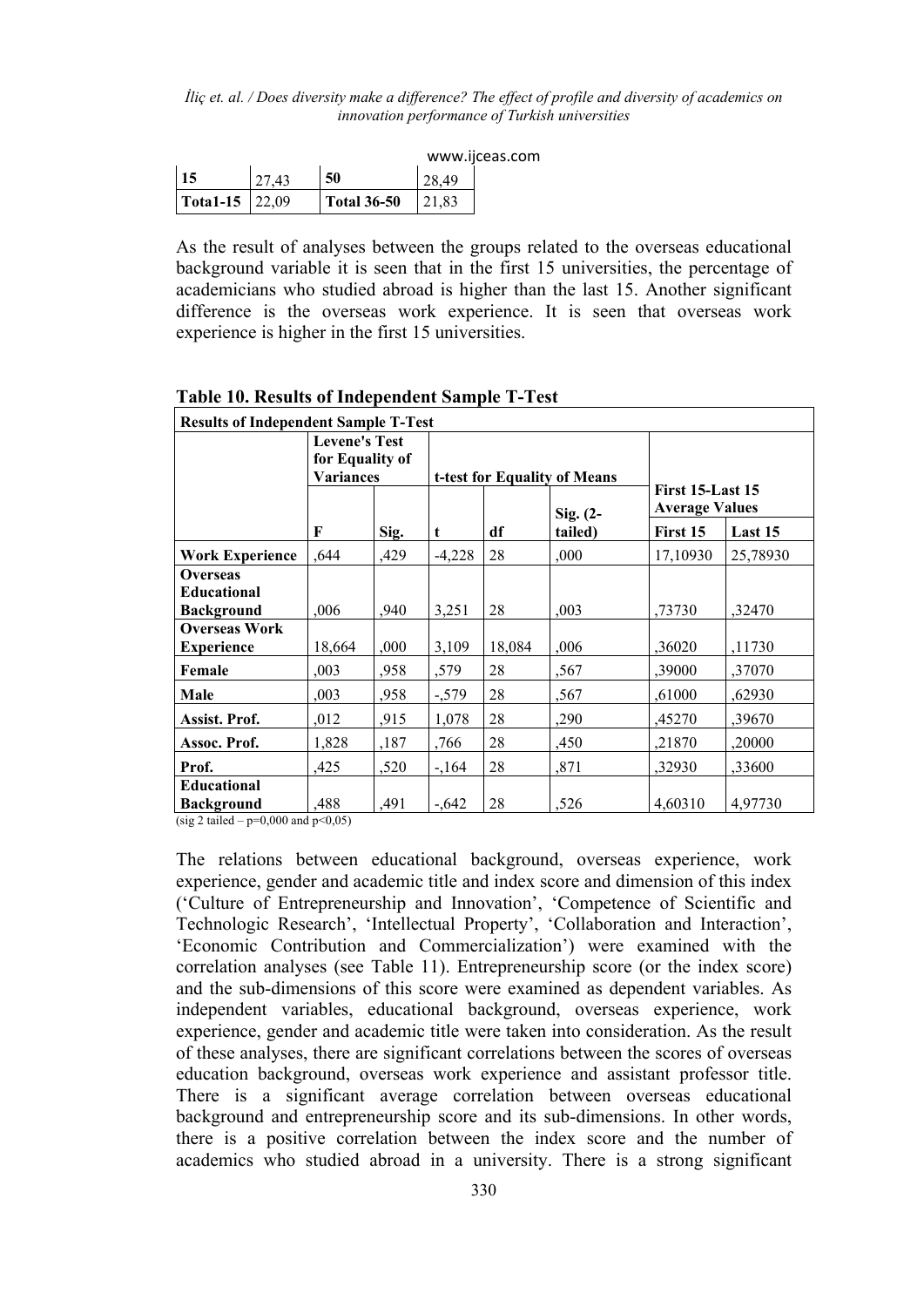| 15 | 27,43 | 50 | 28,49 |
|---|---|---|---|
| Tota1-15 | 22,09 | Total 36-50 | 21,83 |

As the result of analyses between the groups related to the overseas educational background variable it is seen that in the first 15 universities, the percentage of academicians who studied abroad is higher than the last 15. Another significant difference is the overseas work experience. It is seen that overseas work experience is higher in the first 15 universities.

**Table 10. Results of Independent Sample T-Test**

| Results of Independent Sample T-Test | | | | | | | |
|---|---|---|---|---|---|---|---|
| | Levene's Test for Equality of Variances | | t-test for Equality of Means | | | First 15-Last 15 Average Values | |
| | F | Sig. | t | df | Sig. (2-tailed) | First 15 | Last 15 |
| **Work Experience** | ,644 | ,429 | -4,228 | 28 | ,000 | 17,10930 | 25,78930 |
| **Overseas Educational Background** | ,006 | ,940 | 3,251 | 28 | ,003 | ,73730 | ,32470 |
| **Overseas Work Experience** | 18,664 | ,000 | 3,109 | 18,084 | ,006 | ,36020 | ,11730 |
| **Female** | ,003 | ,958 | ,579 | 28 | ,567 | ,39000 | ,37070 |
| **Male** | ,003 | ,958 | -,579 | 28 | ,567 | ,61000 | ,62930 |
| **Assist. Prof.** | ,012 | ,915 | 1,078 | 28 | ,290 | ,45270 | ,39670 |
| **Assoc. Prof.** | 1,828 | ,187 | ,766 | 28 | ,450 | ,21870 | ,20000 |
| **Prof.** | ,425 | ,520 | -,164 | 28 | ,871 | ,32930 | ,33600 |
| **Educational Background** | ,488 | ,491 | -,642 | 28 | ,526 | 4,60310 | 4,97730 |

(sig 2 tailed – p=0,000 and p<0,05)

The relations between educational background, overseas experience, work experience, gender and academic title and index score and dimension of this index ('Culture of Entrepreneurship and Innovation', 'Competence of Scientific and Technologic Research', 'Intellectual Property', 'Collaboration and Interaction', 'Economic Contribution and Commercialization') were examined with the correlation analyses (see Table 11). Entrepreneurship score (or the index score) and the sub-dimensions of this score were examined as dependent variables. As independent variables, educational background, overseas experience, work experience, gender and academic title were taken into consideration. As the result of these analyses, there are significant correlations between the scores of overseas education background, overseas work experience and assistant professor title. There is a significant average correlation between overseas educational background and entrepreneurship score and its sub-dimensions. In other words, there is a positive correlation between the index score and the number of academics who studied abroad in a university. There is a strong significant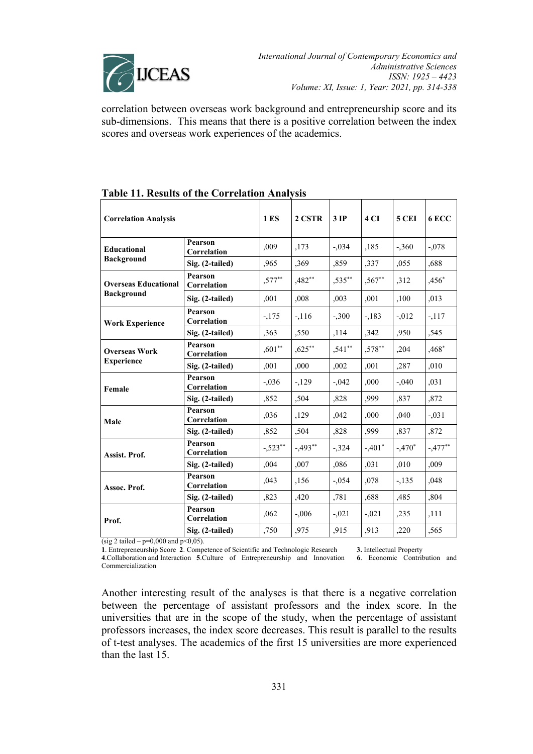correlation between overseas work background and entrepreneurship score and its sub-dimensions. This means that there is a positive correlation between the index scores and overseas work experiences of the academics.

**Table 11. Results of the Correlation Analysis**

| Correlation Analysis | | 1 ES | 2 CSTR | 3 IP | 4 CI | 5 CEI | 6 ECC |
|---|---|---|---|---|---|---|---|
| **Educational Background** | **Pearson Correlation** | ,009 | ,173 | -,034 | ,185 | -,360 | -,078 |
| | **Sig. (2-tailed)** | ,965 | ,369 | ,859 | ,337 | ,055 | ,688 |
| **Overseas Educational Background** | **Pearson Correlation** | ,577** | ,482** | ,535** | ,567** | ,312 | ,456* |
| | **Sig. (2-tailed)** | ,001 | ,008 | ,003 | ,001 | ,100 | ,013 |
| **Work Experience** | **Pearson Correlation** | -,175 | -,116 | -,300 | -,183 | -,012 | -,117 |
| | **Sig. (2-tailed)** | ,363 | ,550 | ,114 | ,342 | ,950 | ,545 |
| **Overseas Work Experience** | **Pearson Correlation** | ,601** | ,625** | ,541** | ,578** | ,204 | ,468* |
| | **Sig. (2-tailed)** | ,001 | ,000 | ,002 | ,001 | ,287 | ,010 |
| **Female** | **Pearson Correlation** | -,036 | -,129 | -,042 | ,000 | -,040 | ,031 |
| | **Sig. (2-tailed)** | ,852 | ,504 | ,828 | ,999 | ,837 | ,872 |
| **Male** | **Pearson Correlation** | ,036 | ,129 | ,042 | ,000 | ,040 | -,031 |
| | **Sig. (2-tailed)** | ,852 | ,504 | ,828 | ,999 | ,837 | ,872 |
| **Assist. Prof.** | **Pearson Correlation** | -,523** | -,493** | -,324 | -,401* | -,470* | -,477** |
| | **Sig. (2-tailed)** | ,004 | ,007 | ,086 | ,031 | ,010 | ,009 |
| **Assoc. Prof.** | **Pearson Correlation** | ,043 | ,156 | -,054 | ,078 | -,135 | ,048 |
| | **Sig. (2-tailed)** | ,823 | ,420 | ,781 | ,688 | ,485 | ,804 |
| **Prof.** | **Pearson Correlation** | ,062 | -,006 | -,021 | -,021 | ,235 | ,111 |
| | **Sig. (2-tailed)** | ,750 | ,975 | ,915 | ,913 | ,220 | ,565 |

(sig 2 tailed – p=0,000 and p<0,05).
**1**. Entrepreneurship Score **2**. Competence of Scientific and Technologic Research **3.** Intellectual Property **4**.Collaboration and Interaction **5**.Culture of Entrepreneurship and Innovation **6**. Economic Contribution and Commercialization

Another interesting result of the analyses is that there is a negative correlation between the percentage of assistant professors and the index score. In the universities that are in the scope of the study, when the percentage of assistant professors increases, the index score decreases. This result is parallel to the results of t-test analyses. The academics of the first 15 universities are more experienced than the last 15.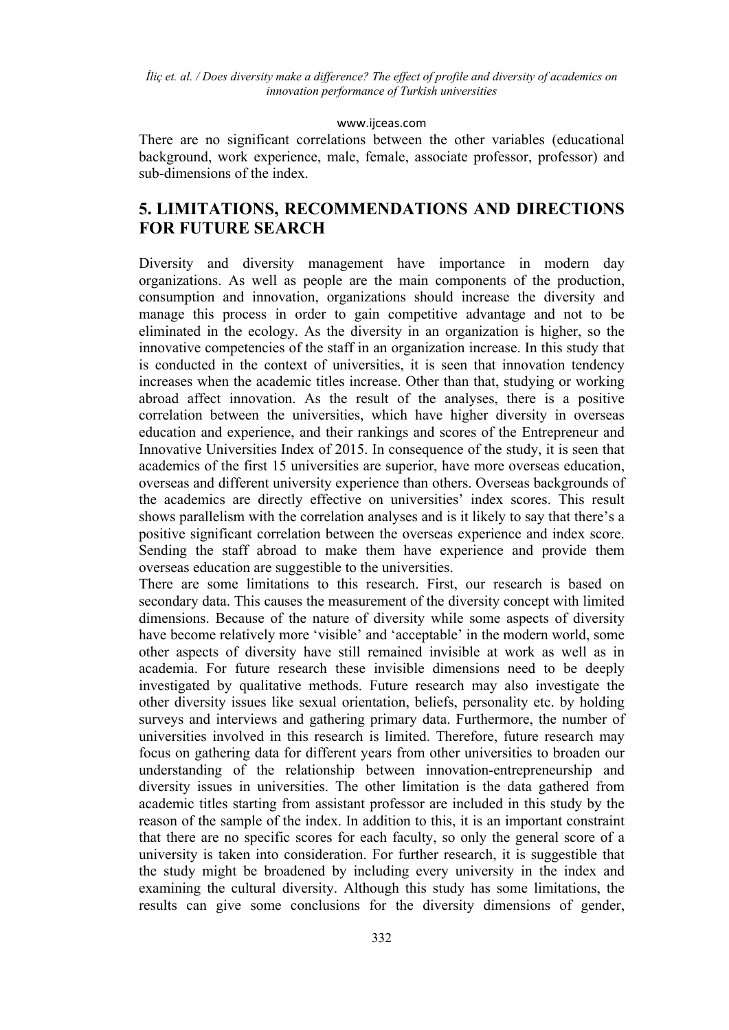There are no significant correlations between the other variables (educational background, work experience, male, female, associate professor, professor) and sub-dimensions of the index.

## 5. LIMITATIONS, RECOMMENDATIONS AND DIRECTIONS FOR FUTURE SEARCH

Diversity and diversity management have importance in modern day organizations. As well as people are the main components of the production, consumption and innovation, organizations should increase the diversity and manage this process in order to gain competitive advantage and not to be eliminated in the ecology. As the diversity in an organization is higher, so the innovative competencies of the staff in an organization increase. In this study that is conducted in the context of universities, it is seen that innovation tendency increases when the academic titles increase. Other than that, studying or working abroad affect innovation. As the result of the analyses, there is a positive correlation between the universities, which have higher diversity in overseas education and experience, and their rankings and scores of the Entrepreneur and Innovative Universities Index of 2015. In consequence of the study, it is seen that academics of the first 15 universities are superior, have more overseas education, overseas and different university experience than others. Overseas backgrounds of the academics are directly effective on universities' index scores. This result shows parallelism with the correlation analyses and is it likely to say that there's a positive significant correlation between the overseas experience and index score. Sending the staff abroad to make them have experience and provide them overseas education are suggestible to the universities.

There are some limitations to this research. First, our research is based on secondary data. This causes the measurement of the diversity concept with limited dimensions. Because of the nature of diversity while some aspects of diversity have become relatively more 'visible' and 'acceptable' in the modern world, some other aspects of diversity have still remained invisible at work as well as in academia. For future research these invisible dimensions need to be deeply investigated by qualitative methods. Future research may also investigate the other diversity issues like sexual orientation, beliefs, personality etc. by holding surveys and interviews and gathering primary data. Furthermore, the number of universities involved in this research is limited. Therefore, future research may focus on gathering data for different years from other universities to broaden our understanding of the relationship between innovation-entrepreneurship and diversity issues in universities. The other limitation is the data gathered from academic titles starting from assistant professor are included in this study by the reason of the sample of the index. In addition to this, it is an important constraint that there are no specific scores for each faculty, so only the general score of a university is taken into consideration. For further research, it is suggestible that the study might be broadened by including every university in the index and examining the cultural diversity. Although this study has some limitations, the results can give some conclusions for the diversity dimensions of gender,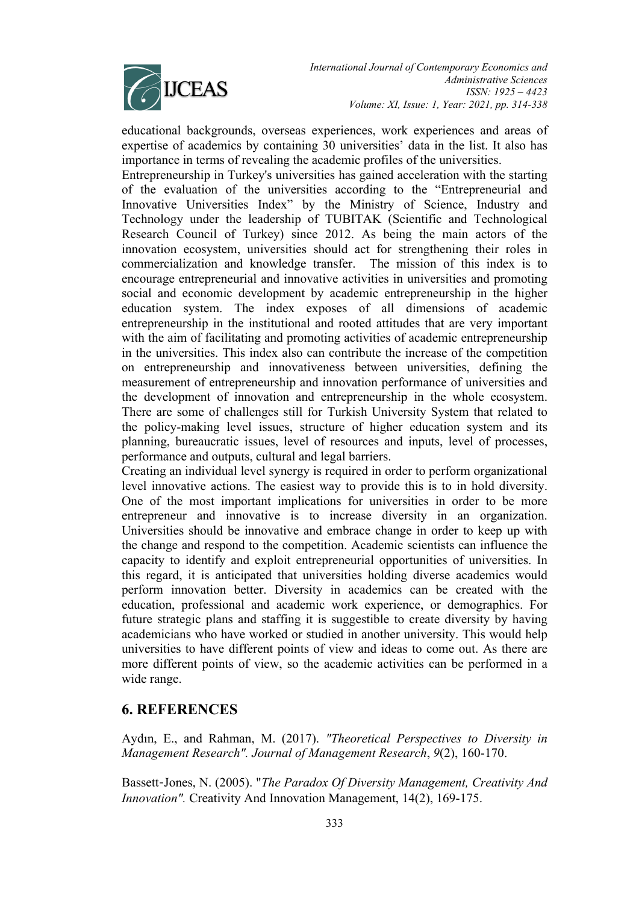educational backgrounds, overseas experiences, work experiences and areas of expertise of academics by containing 30 universities' data in the list. It also has importance in terms of revealing the academic profiles of the universities.

Entrepreneurship in Turkey's universities has gained acceleration with the starting of the evaluation of the universities according to the "Entrepreneurial and Innovative Universities Index" by the Ministry of Science, Industry and Technology under the leadership of TUBITAK (Scientific and Technological Research Council of Turkey) since 2012. As being the main actors of the innovation ecosystem, universities should act for strengthening their roles in commercialization and knowledge transfer. The mission of this index is to encourage entrepreneurial and innovative activities in universities and promoting social and economic development by academic entrepreneurship in the higher education system. The index exposes of all dimensions of academic entrepreneurship in the institutional and rooted attitudes that are very important with the aim of facilitating and promoting activities of academic entrepreneurship in the universities. This index also can contribute the increase of the competition on entrepreneurship and innovativeness between universities, defining the measurement of entrepreneurship and innovation performance of universities and the development of innovation and entrepreneurship in the whole ecosystem. There are some of challenges still for Turkish University System that related to the policy-making level issues, structure of higher education system and its planning, bureaucratic issues, level of resources and inputs, level of processes, performance and outputs, cultural and legal barriers.

Creating an individual level synergy is required in order to perform organizational level innovative actions. The easiest way to provide this is to in hold diversity. One of the most important implications for universities in order to be more entrepreneur and innovative is to increase diversity in an organization. Universities should be innovative and embrace change in order to keep up with the change and respond to the competition. Academic scientists can influence the capacity to identify and exploit entrepreneurial opportunities of universities. In this regard, it is anticipated that universities holding diverse academics would perform innovation better. Diversity in academics can be created with the education, professional and academic work experience, or demographics. For future strategic plans and staffing it is suggestible to create diversity by having academicians who have worked or studied in another university. This would help universities to have different points of view and ideas to come out. As there are more different points of view, so the academic activities can be performed in a wide range.

## 6. REFERENCES

Aydın, E., and Rahman, M. (2017). *"Theoretical Perspectives to Diversity in Management Research". Journal of Management Research*, *9*(2), 160-170.

Bassett-Jones, N. (2005). "*The Paradox Of Diversity Management, Creativity And Innovation".* Creativity And Innovation Management, 14(2), 169-175.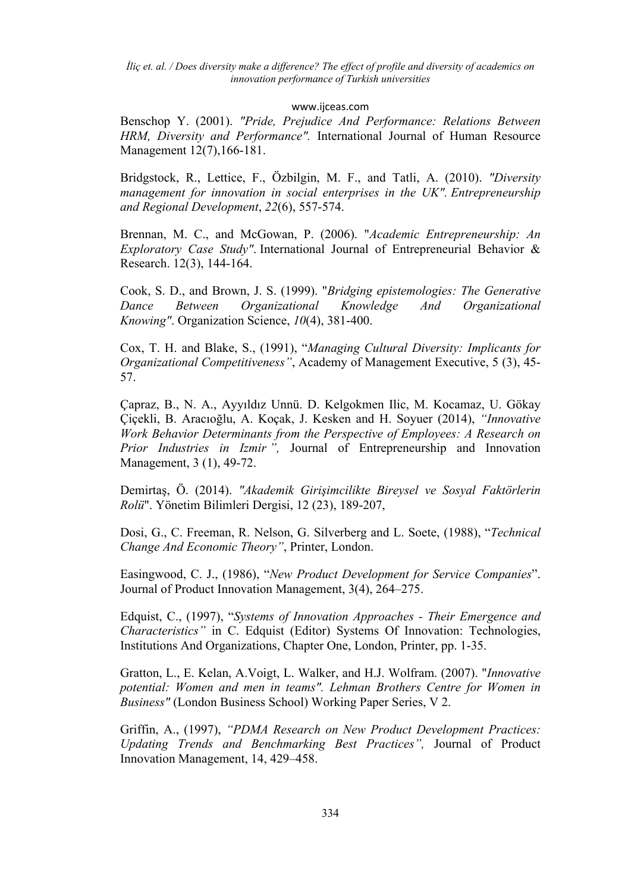Benschop Y. (2001). *"Pride, Prejudice And Performance: Relations Between HRM, Diversity and Performance".* International Journal of Human Resource Management 12(7),166-181.

Bridgstock, R., Lettice, F., Özbilgin, M. F., and Tatli, A. (2010). *"Diversity management for innovation in social enterprises in the UK". Entrepreneurship and Regional Development*, *22*(6), 557-574.

Brennan, M. C., and McGowan, P. (2006). "*Academic Entrepreneurship: An Exploratory Case Study"*. International Journal of Entrepreneurial Behavior & Research. 12(3), 144-164.

Cook, S. D., and Brown, J. S. (1999). "*Bridging epistemologies: The Generative Dance Between Organizational Knowledge And Organizational Knowing"*. Organization Science, *10*(4), 381-400.

Cox, T. H. and Blake, S., (1991), "*Managing Cultural Diversity: Implicants for Organizational Competitiveness"*, Academy of Management Executive, 5 (3), 45-57.

Çapraz, B., N. A., Ayyıldız Unnü. D. Kelgokmen Ilic, M. Kocamaz, U. Gökay Çiçekli, B. Aracıoğlu, A. Koçak, J. Kesken and H. Soyuer (2014), *"Innovative Work Behavior Determinants from the Perspective of Employees: A Research on Prior Industries in Izmir",* Journal of Entrepreneurship and Innovation Management, 3 (1), 49-72.

Demirtaş, Ö. (2014). *"Akademik Girişimcilikte Bireysel ve Sosyal Faktörlerin Rolü*". Yönetim Bilimleri Dergisi, 12 (23), 189-207,

Dosi, G., C. Freeman, R. Nelson, G. Silverberg and L. Soete, (1988), "*Technical Change And Economic Theory"*, Printer, London.

Easingwood, C. J., (1986), "*New Product Development for Service Companies*". Journal of Product Innovation Management, 3(4), 264–275.

Edquist, C., (1997), "*Systems of Innovation Approaches - Their Emergence and Characteristics"* in C. Edquist (Editor) Systems Of Innovation: Technologies, Institutions And Organizations, Chapter One, London, Printer, pp. 1-35.

Gratton, L., E. Kelan, A.Voigt, L. Walker, and H.J. Wolfram. (2007). "*Innovative potential: Women and men in teams". Lehman Brothers Centre for Women in Business"* (London Business School) Working Paper Series, V 2.

Griffin, A., (1997), *"PDMA Research on New Product Development Practices: Updating Trends and Benchmarking Best Practices",* Journal of Product Innovation Management, 14, 429–458.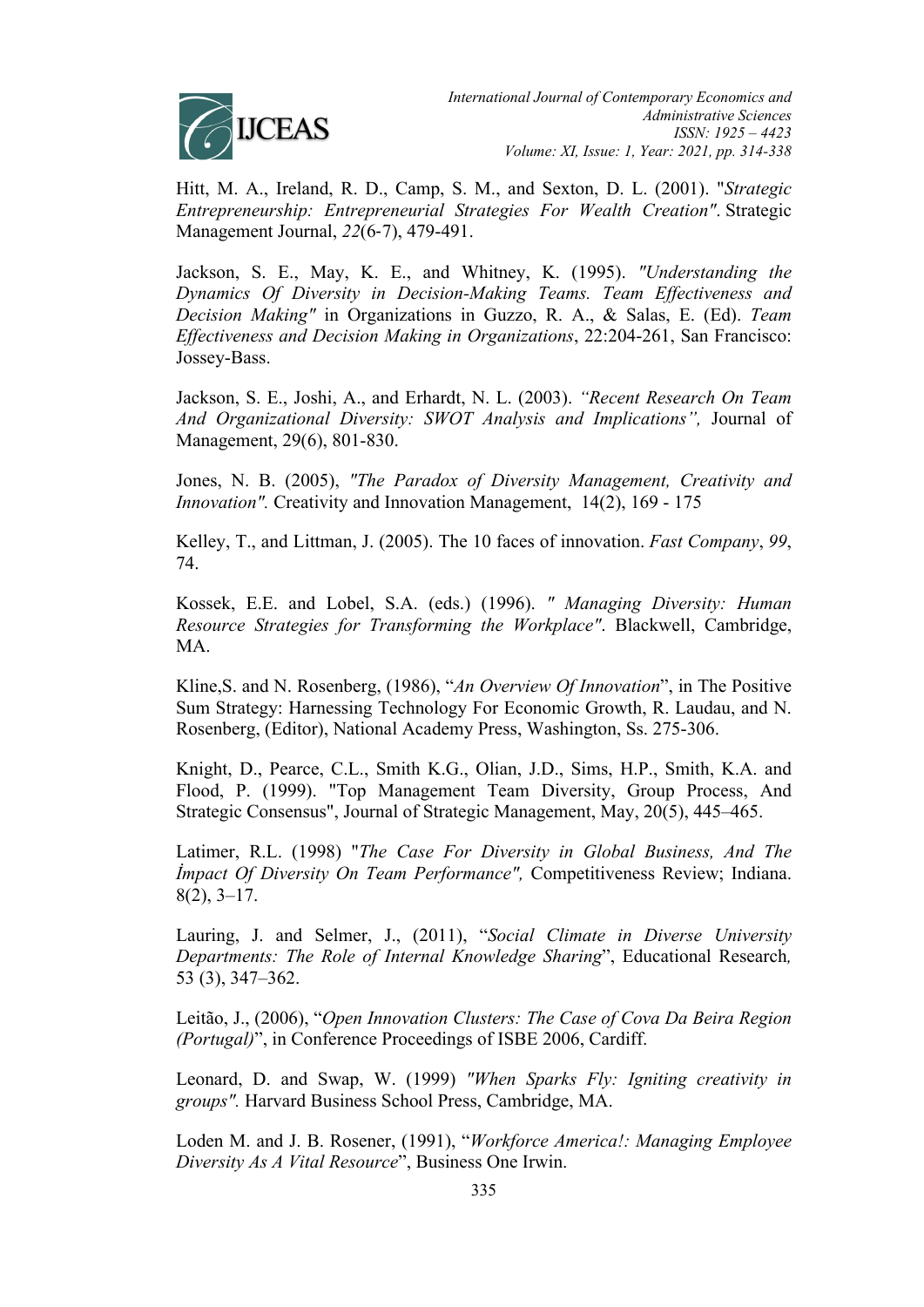Hitt, M. A., Ireland, R. D., Camp, S. M., and Sexton, D. L. (2001). "*Strategic Entrepreneurship: Entrepreneurial Strategies For Wealth Creation"*. Strategic Management Journal, *22*(6‐7), 479-491.

Jackson, S. E., May, K. E., and Whitney, K. (1995). *"Understanding the Dynamics Of Diversity in Decision-Making Teams. Team Effectiveness and Decision Making"* in Organizations in Guzzo, R. A., & Salas, E. (Ed). *Team Effectiveness and Decision Making in Organizations*, 22:204-261, San Francisco: Jossey-Bass.

Jackson, S. E., Joshi, A., and Erhardt, N. L. (2003). *"Recent Research On Team And Organizational Diversity: SWOT Analysis and Implications",* Journal of Management, 29(6), 801-830.

Jones, N. B. (2005), *"The Paradox of Diversity Management, Creativity and Innovation".* Creativity and Innovation Management, 14(2), 169 - 175

Kelley, T., and Littman, J. (2005). The 10 faces of innovation. *Fast Company*, *99*, 74.

Kossek, E.E. and Lobel, S.A. (eds.) (1996). *" Managing Diversity: Human Resource Strategies for Transforming the Workplace".* Blackwell, Cambridge, MA.

Kline,S. and N. Rosenberg, (1986), "*An Overview Of Innovation*", in The Positive Sum Strategy: Harnessing Technology For Economic Growth, R. Laudau, and N. Rosenberg, (Editor), National Academy Press, Washington, Ss. 275-306.

Knight, D., Pearce, C.L., Smith K.G., Olian, J.D., Sims, H.P., Smith, K.A. and Flood, P. (1999). "Top Management Team Diversity, Group Process, And Strategic Consensus", Journal of Strategic Management, May, 20(5), 445–465.

Latimer, R.L. (1998) *"The Case For Diversity in Global Business, And The İmpact Of Diversity On Team Performance",* Competitiveness Review; Indiana. 8(2), 3–17.

Lauring, J. and Selmer, J., (2011), "*Social Climate in Diverse University Departments: The Role of Internal Knowledge Sharing*", Educational Research*,* 53 (3), 347–362.

Leitão, J., (2006), "*Open Innovation Clusters: The Case of Cova Da Beira Region (Portugal)*", in Conference Proceedings of ISBE 2006, Cardiff.

Leonard, D. and Swap, W. (1999) *"When Sparks Fly: Igniting creativity in groups".* Harvard Business School Press, Cambridge, MA.

Loden M. and J. B. Rosener, (1991), "*Workforce America!: Managing Employee Diversity As A Vital Resource*", Business One Irwin.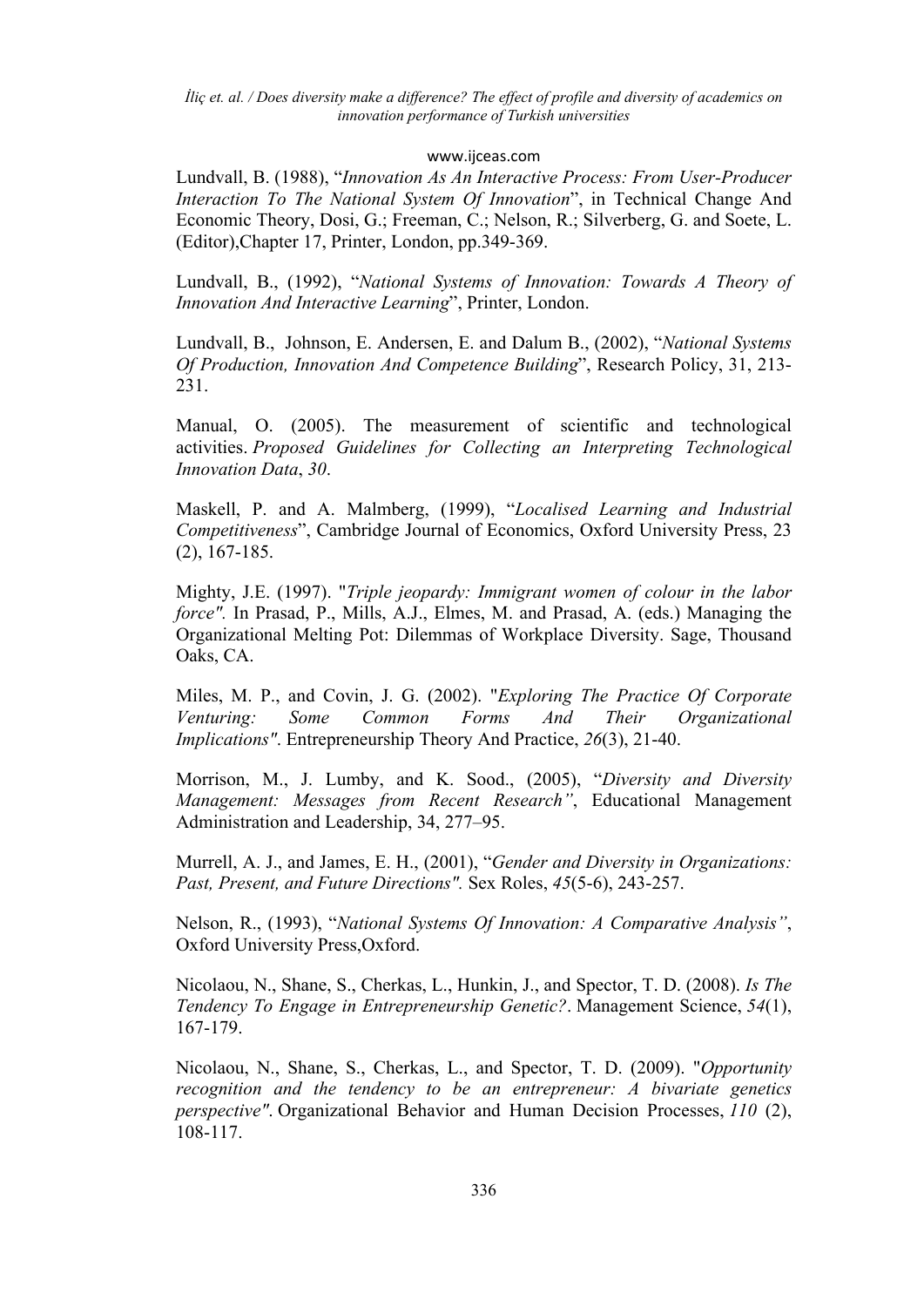Lundvall, B. (1988), "*Innovation As An Interactive Process: From User-Producer Interaction To The National System Of Innovation*", in Technical Change And Economic Theory, Dosi, G.; Freeman, C.; Nelson, R.; Silverberg, G. and Soete, L. (Editor),Chapter 17, Printer, London, pp.349-369.

Lundvall, B., (1992), "*National Systems of Innovation: Towards A Theory of Innovation And Interactive Learning*", Printer, London.

Lundvall, B., Johnson, E. Andersen, E. and Dalum B., (2002), "*National Systems Of Production, Innovation And Competence Building*", Research Policy, 31, 213-231.

Manual, O. (2005). The measurement of scientific and technological activities. *Proposed Guidelines for Collecting an Interpreting Technological Innovation Data*, *30*.

Maskell, P. and A. Malmberg, (1999), "*Localised Learning and Industrial Competitiveness*", Cambridge Journal of Economics, Oxford University Press, 23 (2), 167-185.

Mighty, J.E. (1997). "*Triple jeopardy: Immigrant women of colour in the labor force".* In Prasad, P., Mills, A.J., Elmes, M. and Prasad, A. (eds.) Managing the Organizational Melting Pot: Dilemmas of Workplace Diversity. Sage, Thousand Oaks, CA.

Miles, M. P., and Covin, J. G. (2002). "*Exploring The Practice Of Corporate Venturing: Some Common Forms And Their Organizational Implications"*. Entrepreneurship Theory And Practice, *26*(3), 21-40.

Morrison, M., J. Lumby, and K. Sood., (2005), "*Diversity and Diversity Management: Messages from Recent Research"*, Educational Management Administration and Leadership, 34, 277–95.

Murrell, A. J., and James, E. H., (2001), "*Gender and Diversity in Organizations: Past, Present, and Future Directions".* Sex Roles, *45*(5-6), 243-257.

Nelson, R., (1993), "*National Systems Of Innovation: A Comparative Analysis"*, Oxford University Press,Oxford.

Nicolaou, N., Shane, S., Cherkas, L., Hunkin, J., and Spector, T. D. (2008). *Is The Tendency To Engage in Entrepreneurship Genetic?*. Management Science, *54*(1), 167-179.

Nicolaou, N., Shane, S., Cherkas, L., and Spector, T. D. (2009). "*Opportunity recognition and the tendency to be an entrepreneur: A bivariate genetics perspective"*. Organizational Behavior and Human Decision Processes, *110* (2), 108-117.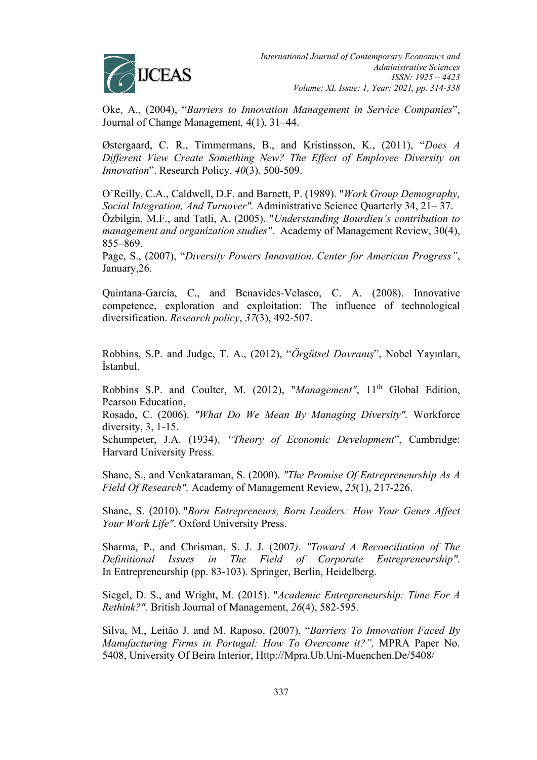Oke, A., (2004), "*Barriers to Innovation Management in Service Companies*", Journal of Change Management*,* 4(1), 31–44.

Østergaard, C. R., Timmermans, B., and Kristinsson, K., (2011), "*Does A Different View Create Something New? The Effect of Employee Diversity on Innovation*". Research Policy, *40*(3), 500-509.

O'Reilly, C.A., Caldwell, D.F. and Barnett, P. (1989). "*Work Group Demography, Social Integration, And Turnover".* Administrative Science Quarterly 34, 21– 37.

Özbilgin, M.F., and Tatli, A. (2005). "*Understanding Bourdieu's contribution to management and organization studies"*. Academy of Management Review, 30(4), 855–869.

Page, S., (2007), "*Diversity Powers Innovation. Center for American Progress"*, January,26.

Quintana-García, C., and Benavides-Velasco, C. A. (2008). Innovative competence, exploration and exploitation: The influence of technological diversification. *Research policy*, *37*(3), 492-507.

Robbins, S.P. and Judge, T. A., (2012), "*Örgütsel Davranış*", Nobel Yayınları, İstanbul.

Robbins S.P. and Coulter, M. (2012), "*Management"*, 11th Global Edition, Pearson Education,

Rosado, C. (2006). *"What Do We Mean By Managing Diversity".* Workforce diversity, 3, 1-15.

Schumpeter, J.A. (1934), *"Theory of Economic Development*", Cambridge: Harvard University Press.

Shane, S., and Venkataraman, S. (2000). *"The Promise Of Entrepreneurship As A Field Of Research".* Academy of Management Review, *25*(1), 217-226.

Shane, S. (2010). "*Born Entrepreneurs, Born Leaders: How Your Genes Affect Your Work Life"*. Oxford University Press.

Sharma, P., and Chrisman, S. J. J. (2007*). "Toward A Reconciliation of The Definitional Issues in The Field of Corporate Entrepreneurship".* In Entrepreneurship (pp. 83-103). Springer, Berlin, Heidelberg.

Siegel, D. S., and Wright, M. (2015). "*Academic Entrepreneurship: Time For A Rethink?".* British Journal of Management, *26*(4), 582-595.

Silva, M., Leitão J. and M. Raposo, (2007), "*Barriers To Innovation Faced By Manufacturing Firms in Portugal: How To Overcome it?",* MPRA Paper No. 5408, University Of Beira Interior, Http://Mpra.Ub.Uni-Muenchen.De/5408/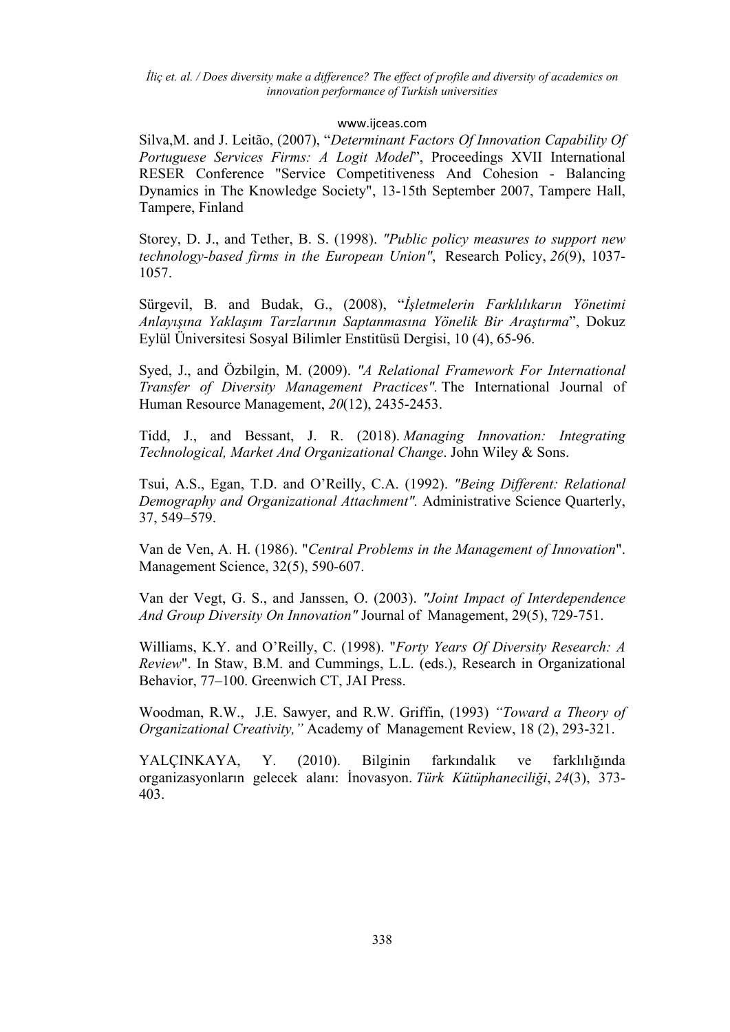Silva,M. and J. Leitão, (2007), "*Determinant Factors Of Innovation Capability Of Portuguese Services Firms: A Logit Model*", Proceedings XVII International RESER Conference "Service Competitiveness And Cohesion - Balancing Dynamics in The Knowledge Society", 13-15th September 2007, Tampere Hall, Tampere, Finland

Storey, D. J., and Tether, B. S. (1998). *"Public policy measures to support new technology-based firms in the European Union"*, Research Policy, *26*(9), 1037-1057.

Sürgevil, B. and Budak, G., (2008), "*İşletmelerin Farklılıkarın Yönetimi Anlayışına Yaklaşım Tarzlarının Saptanmasına Yönelik Bir Araştırma*", Dokuz Eylül Üniversitesi Sosyal Bilimler Enstitüsü Dergisi, 10 (4), 65-96.

Syed, J., and Özbilgin, M. (2009). *"A Relational Framework For International Transfer of Diversity Management Practices"*. The International Journal of Human Resource Management, *20*(12), 2435-2453.

Tidd, J., and Bessant, J. R. (2018). *Managing Innovation: Integrating Technological, Market And Organizational Change*. John Wiley & Sons.

Tsui, A.S., Egan, T.D. and O'Reilly, C.A. (1992). *"Being Different: Relational Demography and Organizational Attachment"*. Administrative Science Quarterly, 37, 549–579.

Van de Ven, A. H. (1986). "*Central Problems in the Management of Innovation*". Management Science, 32(5), 590-607.

Van der Vegt, G. S., and Janssen, O. (2003). *"Joint Impact of Interdependence And Group Diversity On Innovation"* Journal of Management, 29(5), 729-751.

Williams, K.Y. and O'Reilly, C. (1998). "*Forty Years Of Diversity Research: A Review*". In Staw, B.M. and Cummings, L.L. (eds.), Research in Organizational Behavior, 77–100. Greenwich CT, JAI Press.

Woodman, R.W., J.E. Sawyer, and R.W. Griffin, (1993) *"Toward a Theory of Organizational Creativity,"* Academy of Management Review, 18 (2), 293-321.

YALÇINKAYA, Y. (2010). Bilginin farkındalık ve farklılığında organizasyonların gelecek alanı: İnovasyon. *Türk Kütüphaneciliği*, *24*(3), 373-403.